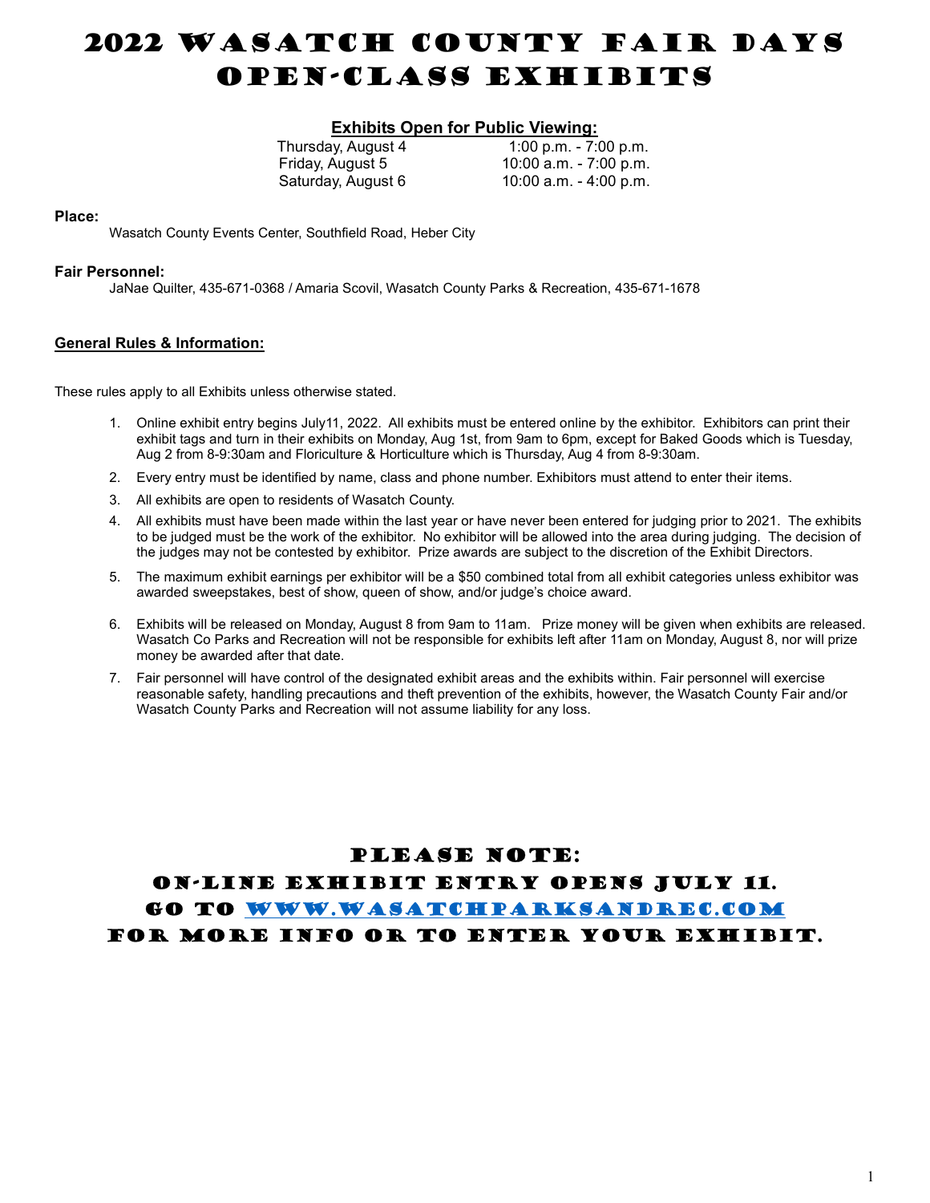# 2022 Wasatch County Fair Days Open-Class Exhibits

**Exhibits Open for Public Viewing:**

| | |
|---|---|
| Thursday, August 4 | 1:00 p.m. - 7:00 p.m. |
| Friday, August 5 | 10:00 a.m. - 7:00 p.m. |
| Saturday, August 6 | 10:00 a.m. - 4:00 p.m. |

**Place:**

Wasatch County Events Center, Southfield Road, Heber City

**Fair Personnel:**

JaNae Quilter, 435-671-0368 / Amaria Scovil, Wasatch County Parks & Recreation, 435-671-1678

**General Rules & Information:**

These rules apply to all Exhibits unless otherwise stated.

1. Online exhibit entry begins July11, 2022. All exhibits must be entered online by the exhibitor. Exhibitors can print their exhibit tags and turn in their exhibits on Monday, Aug 1st, from 9am to 6pm, except for Baked Goods which is Tuesday, Aug 2 from 8-9:30am and Floriculture & Horticulture which is Thursday, Aug 4 from 8-9:30am.
2. Every entry must be identified by name, class and phone number. Exhibitors must attend to enter their items.
3. All exhibits are open to residents of Wasatch County.
4. All exhibits must have been made within the last year or have never been entered for judging prior to 2021. The exhibits to be judged must be the work of the exhibitor. No exhibitor will be allowed into the area during judging. The decision of the judges may not be contested by exhibitor. Prize awards are subject to the discretion of the Exhibit Directors.
5. The maximum exhibit earnings per exhibitor will be a $50 combined total from all exhibit categories unless exhibitor was awarded sweepstakes, best of show, queen of show, and/or judge's choice award.
6. Exhibits will be released on Monday, August 8 from 9am to 11am. Prize money will be given when exhibits are released. Wasatch Co Parks and Recreation will not be responsible for exhibits left after 11am on Monday, August 8, nor will prize money be awarded after that date.
7. Fair personnel will have control of the designated exhibit areas and the exhibits within. Fair personnel will exercise reasonable safety, handling precautions and theft prevention of the exhibits, however, the Wasatch County Fair and/or Wasatch County Parks and Recreation will not assume liability for any loss.

## Please Note:
## On-line Exhibit Entry Opens July 11.
## Go to www.wasatchparksandrec.com
## for more info or to enter your exhibit.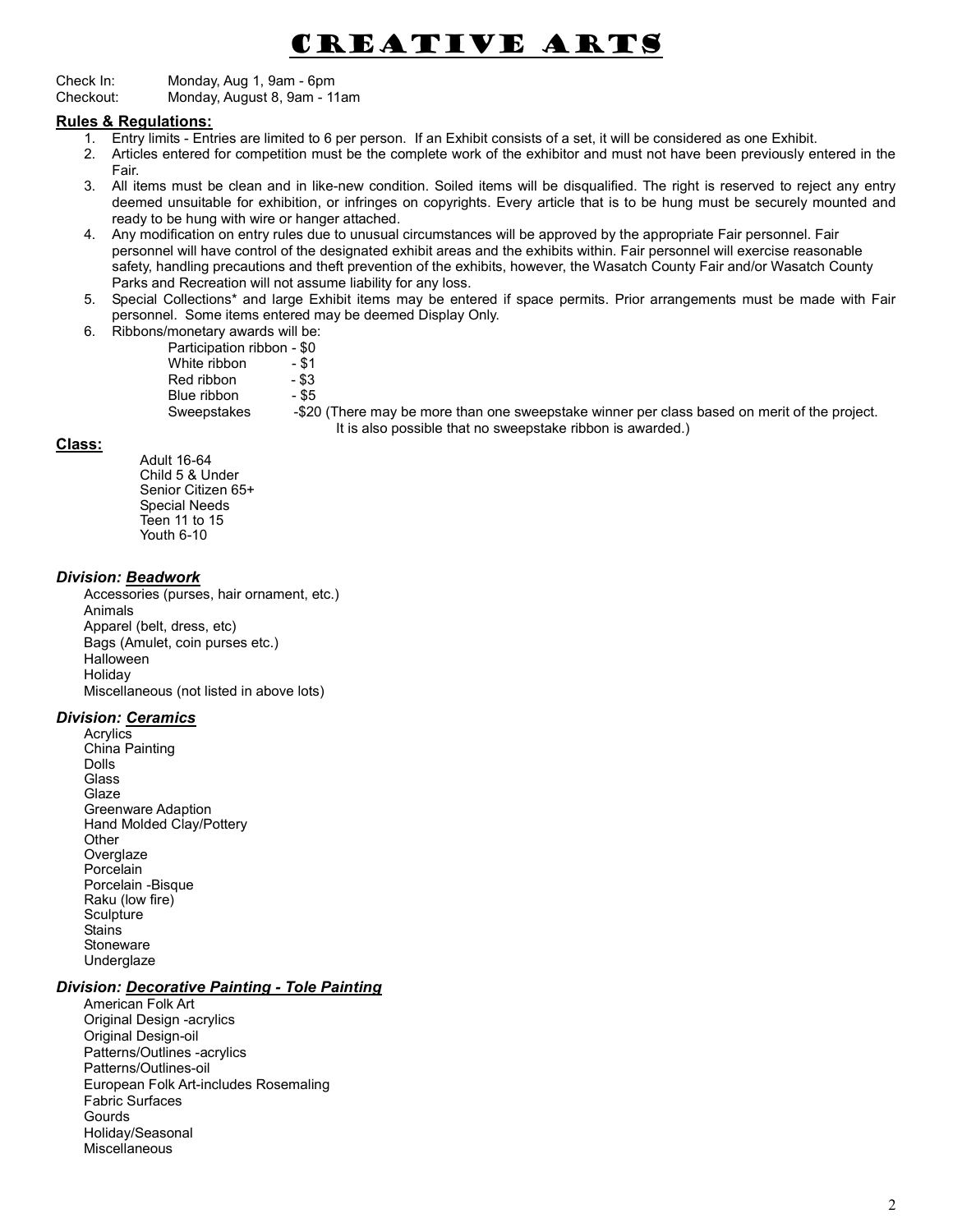# Creative Arts

Check In: Monday, Aug 1, 9am - 6pm
Checkout: Monday, August 8, 9am - 11am

**Rules & Regulations:**

1. Entry limits - Entries are limited to 6 per person. If an Exhibit consists of a set, it will be considered as one Exhibit.
2. Articles entered for competition must be the complete work of the exhibitor and must not have been previously entered in the Fair.
3. All items must be clean and in like-new condition. Soiled items will be disqualified. The right is reserved to reject any entry deemed unsuitable for exhibition, or infringes on copyrights. Every article that is to be hung must be securely mounted and ready to be hung with wire or hanger attached.
4. Any modification on entry rules due to unusual circumstances will be approved by the appropriate Fair personnel. Fair personnel will have control of the designated exhibit areas and the exhibits within. Fair personnel will exercise reasonable safety, handling precautions and theft prevention of the exhibits, however, the Wasatch County Fair and/or Wasatch County Parks and Recreation will not assume liability for any loss.
5. Special Collections* and large Exhibit items may be entered if space permits. Prior arrangements must be made with Fair personnel. Some items entered may be deemed Display Only.
6. Ribbons/monetary awards will be:
   - Participation ribbon - $0
   - White ribbon - $1
   - Red ribbon - $3
   - Blue ribbon - $5
   - Sweepstakes -$20 (There may be more than one sweepstake winner per class based on merit of the project. It is also possible that no sweepstake ribbon is awarded.)

**Class:**

- Adult 16-64
- Child 5 & Under
- Senior Citizen 65+
- Special Needs
- Teen 11 to 15
- Youth 6-10

### *Division: Beadwork*

- Accessories (purses, hair ornament, etc.)
- Animals
- Apparel (belt, dress, etc)
- Bags (Amulet, coin purses etc.)
- Halloween
- Holiday
- Miscellaneous (not listed in above lots)

### *Division: Ceramics*

- Acrylics
- China Painting
- Dolls
- Glass
- Glaze
- Greenware Adaption
- Hand Molded Clay/Pottery
- Other
- Overglaze
- Porcelain
- Porcelain -Bisque
- Raku (low fire)
- Sculpture
- Stains
- Stoneware
- Underglaze

### *Division: Decorative Painting - Tole Painting*

- American Folk Art
- Original Design -acrylics
- Original Design-oil
- Patterns/Outlines -acrylics
- Patterns/Outlines-oil
- European Folk Art-includes Rosemaling
- Fabric Surfaces
- Gourds
- Holiday/Seasonal
- Miscellaneous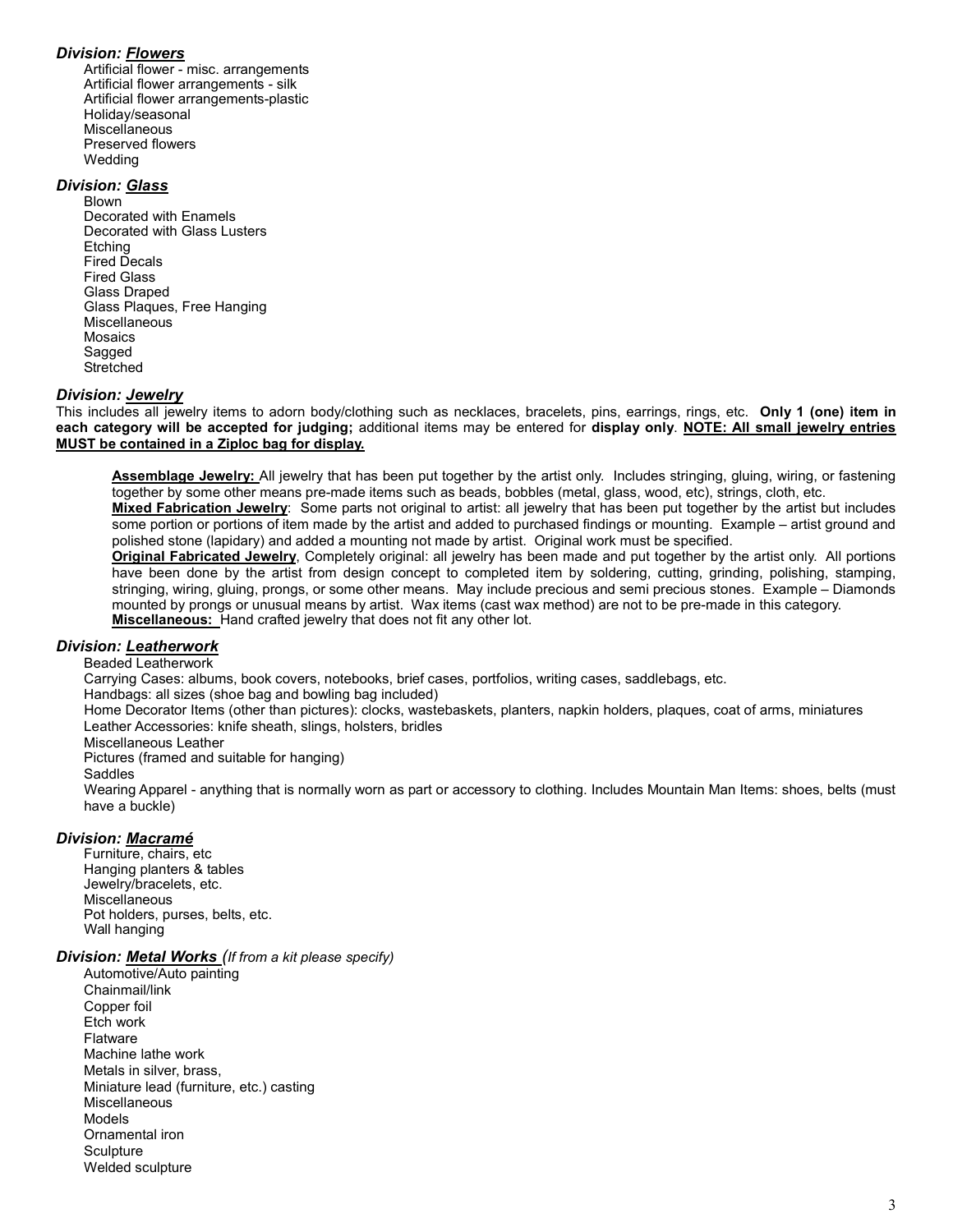### *Division: Flowers*

Artificial flower - misc. arrangements
Artificial flower arrangements - silk
Artificial flower arrangements-plastic
Holiday/seasonal
Miscellaneous
Preserved flowers
Wedding

### *Division: Glass*

Blown
Decorated with Enamels
Decorated with Glass Lusters
Etching
Fired Decals
Fired Glass
Glass Draped
Glass Plaques, Free Hanging
Miscellaneous
Mosaics
Sagged
Stretched

### *Division: Jewelry*

This includes all jewelry items to adorn body/clothing such as necklaces, bracelets, pins, earrings, rings, etc. **Only 1 (one) item in each category will be accepted for judging;** additional items may be entered for **display only**. **NOTE: All small jewelry entries MUST be contained in a Ziploc bag for display.**

**Assemblage Jewelry:** All jewelry that has been put together by the artist only. Includes stringing, gluing, wiring, or fastening together by some other means pre-made items such as beads, bobbles (metal, glass, wood, etc), strings, cloth, etc.
**Mixed Fabrication Jewelry**: Some parts not original to artist: all jewelry that has been put together by the artist but includes some portion or portions of item made by the artist and added to purchased findings or mounting. Example – artist ground and polished stone (lapidary) and added a mounting not made by artist. Original work must be specified.
**Original Fabricated Jewelry**, Completely original: all jewelry has been made and put together by the artist only. All portions have been done by the artist from design concept to completed item by soldering, cutting, grinding, polishing, stamping, stringing, wiring, gluing, prongs, or some other means. May include precious and semi precious stones. Example – Diamonds mounted by prongs or unusual means by artist. Wax items (cast wax method) are not to be pre-made in this category.
**Miscellaneous:** Hand crafted jewelry that does not fit any other lot.

### *Division: Leatherwork*

Beaded Leatherwork
Carrying Cases: albums, book covers, notebooks, brief cases, portfolios, writing cases, saddlebags, etc.
Handbags: all sizes (shoe bag and bowling bag included)
Home Decorator Items (other than pictures): clocks, wastebaskets, planters, napkin holders, plaques, coat of arms, miniatures
Leather Accessories: knife sheath, slings, holsters, bridles
Miscellaneous Leather
Pictures (framed and suitable for hanging)
Saddles
Wearing Apparel - anything that is normally worn as part or accessory to clothing. Includes Mountain Man Items: shoes, belts (must have a buckle)

### *Division: Macramé*

Furniture, chairs, etc
Hanging planters & tables
Jewelry/bracelets, etc.
Miscellaneous
Pot holders, purses, belts, etc.
Wall hanging

### *Division: Metal Works (If from a kit please specify)*

Automotive/Auto painting
Chainmail/link
Copper foil
Etch work
Flatware
Machine lathe work
Metals in silver, brass,
Miniature lead (furniture, etc.) casting
Miscellaneous
Models
Ornamental iron
Sculpture
Welded sculpture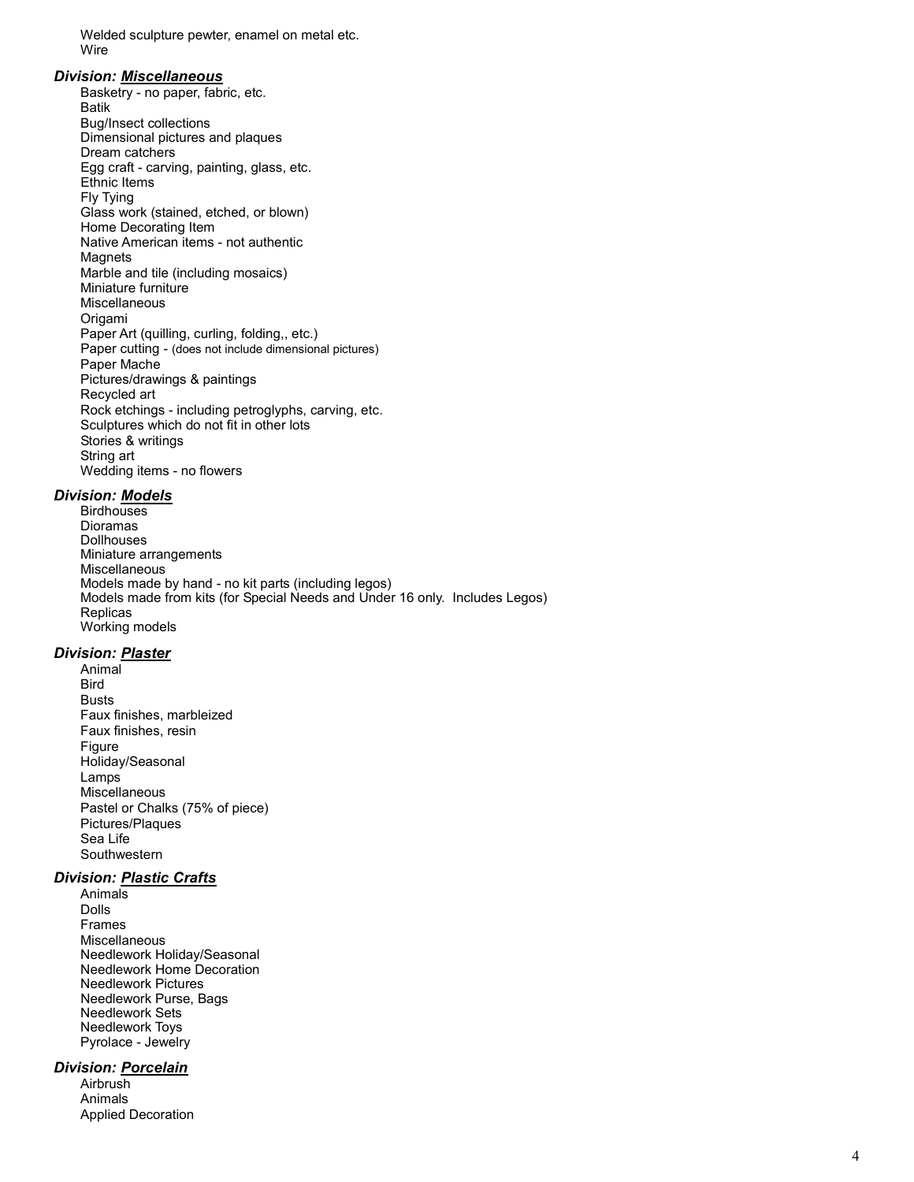Welded sculpture pewter, enamel on metal etc.
Wire

### *Division: Miscellaneous*

Basketry - no paper, fabric, etc.
Batik
Bug/Insect collections
Dimensional pictures and plaques
Dream catchers
Egg craft - carving, painting, glass, etc.
Ethnic Items
Fly Tying
Glass work (stained, etched, or blown)
Home Decorating Item
Native American items - not authentic
Magnets
Marble and tile (including mosaics)
Miniature furniture
Miscellaneous
Origami
Paper Art (quilling, curling, folding,, etc.)
Paper cutting - (does not include dimensional pictures)
Paper Mache
Pictures/drawings & paintings
Recycled art
Rock etchings - including petroglyphs, carving, etc.
Sculptures which do not fit in other lots
Stories & writings
String art
Wedding items - no flowers

### *Division: Models*

Birdhouses
Dioramas
Dollhouses
Miniature arrangements
Miscellaneous
Models made by hand - no kit parts (including legos)
Models made from kits (for Special Needs and Under 16 only. Includes Legos)
Replicas
Working models

### *Division: Plaster*

Animal
Bird
Busts
Faux finishes, marbleized
Faux finishes, resin
Figure
Holiday/Seasonal
Lamps
Miscellaneous
Pastel or Chalks (75% of piece)
Pictures/Plaques
Sea Life
Southwestern

### *Division: Plastic Crafts*

Animals
Dolls
Frames
Miscellaneous
Needlework Holiday/Seasonal
Needlework Home Decoration
Needlework Pictures
Needlework Purse, Bags
Needlework Sets
Needlework Toys
Pyrolace - Jewelry

### *Division: Porcelain*

Airbrush
Animals
Applied Decoration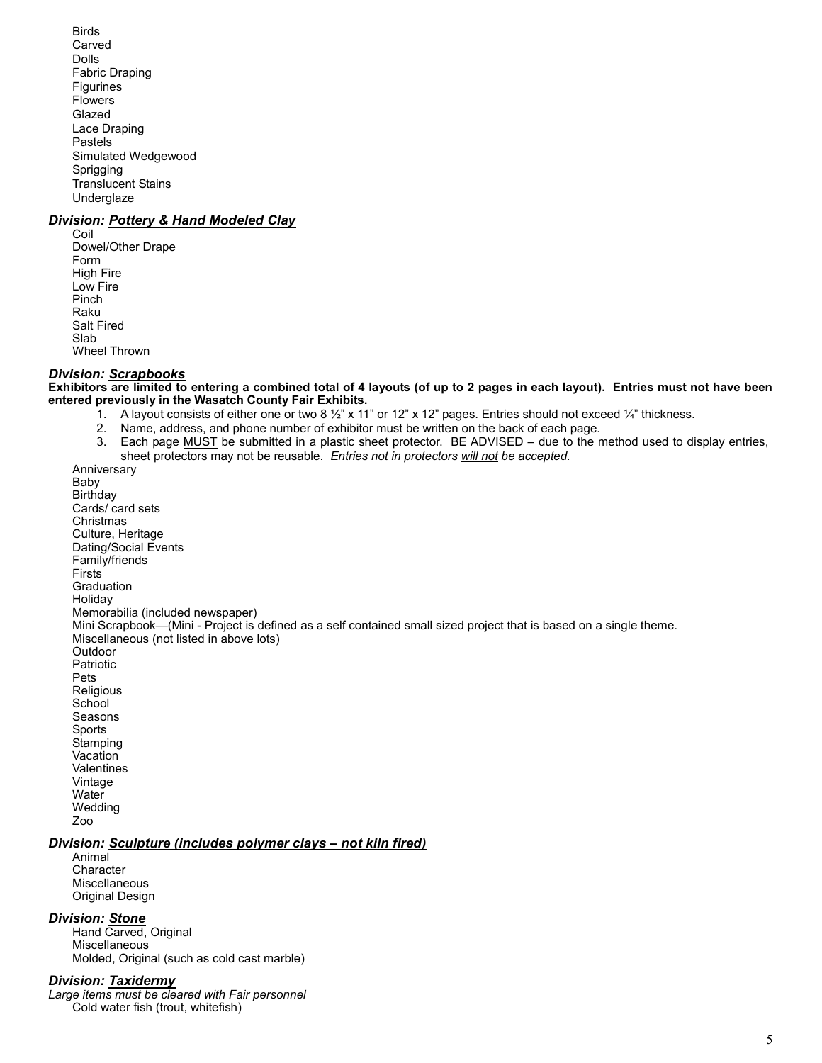Birds
Carved
Dolls
Fabric Draping
Figurines
Flowers
Glazed
Lace Draping
Pastels
Simulated Wedgewood
Sprigging
Translucent Stains
Underglaze

### *Division: Pottery & Hand Modeled Clay*

Coil
Dowel/Other Drape
Form
High Fire
Low Fire
Pinch
Raku
Salt Fired
Slab
Wheel Thrown

### *Division: Scrapbooks*

**Exhibitors are limited to entering a combined total of 4 layouts (of up to 2 pages in each layout). Entries must not have been entered previously in the Wasatch County Fair Exhibits.**

1. A layout consists of either one or two 8 ½" x 11" or 12" x 12" pages. Entries should not exceed ¼" thickness.
2. Name, address, and phone number of exhibitor must be written on the back of each page.
3. Each page MUST be submitted in a plastic sheet protector. BE ADVISED – due to the method used to display entries, sheet protectors may not be reusable. *Entries not in protectors will not be accepted.*

Anniversary
Baby
Birthday
Cards/ card sets
Christmas
Culture, Heritage
Dating/Social Events
Family/friends
Firsts
Graduation
Holiday
Memorabilia (included newspaper)
Mini Scrapbook—(Mini - Project is defined as a self contained small sized project that is based on a single theme.
Miscellaneous (not listed in above lots)
Outdoor
Patriotic
Pets
Religious
School
Seasons
Sports
Stamping
Vacation
Valentines
Vintage
Water
Wedding
Zoo

### *Division: Sculpture (includes polymer clays – not kiln fired)*

Animal
Character
Miscellaneous
Original Design

### *Division: Stone*

Hand Carved, Original
Miscellaneous
Molded, Original (such as cold cast marble)

### *Division: Taxidermy*

*Large items must be cleared with Fair personnel*

Cold water fish (trout, whitefish)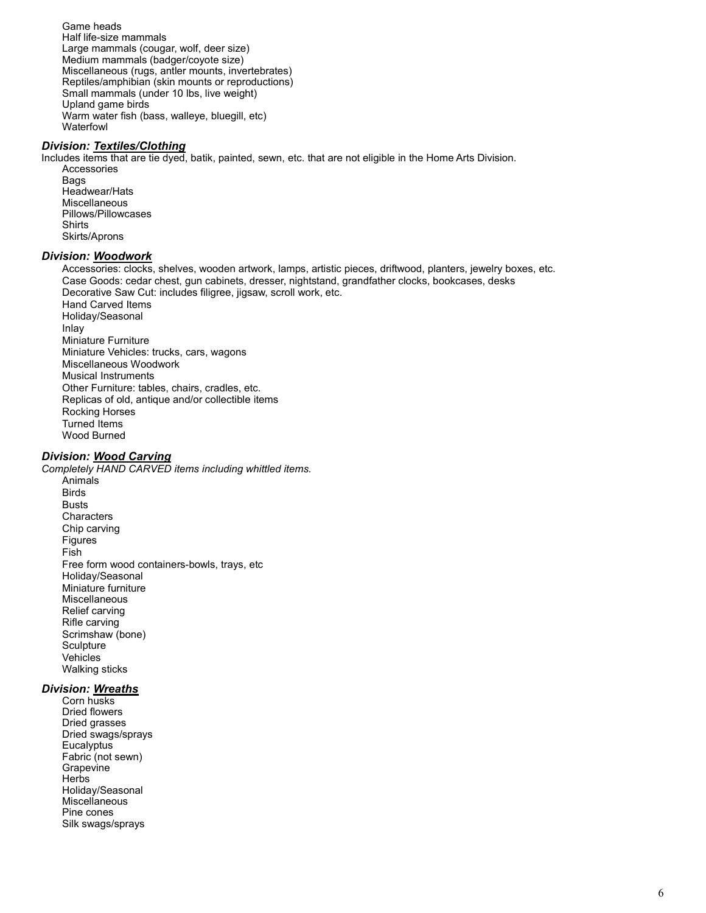Game heads
Half life-size mammals
Large mammals (cougar, wolf, deer size)
Medium mammals (badger/coyote size)
Miscellaneous (rugs, antler mounts, invertebrates)
Reptiles/amphibian (skin mounts or reproductions)
Small mammals (under 10 lbs, live weight)
Upland game birds
Warm water fish (bass, walleye, bluegill, etc)
Waterfowl

### *Division: __Textiles/Clothing__*

Includes items that are tie dyed, batik, painted, sewn, etc. that are not eligible in the Home Arts Division.

Accessories
Bags
Headwear/Hats
Miscellaneous
Pillows/Pillowcases
Shirts
Skirts/Aprons

### *Division: __Woodwork__*

Accessories: clocks, shelves, wooden artwork, lamps, artistic pieces, driftwood, planters, jewelry boxes, etc.
Case Goods: cedar chest, gun cabinets, dresser, nightstand, grandfather clocks, bookcases, desks
Decorative Saw Cut: includes filigree, jigsaw, scroll work, etc.
Hand Carved Items
Holiday/Seasonal
Inlay
Miniature Furniture
Miniature Vehicles: trucks, cars, wagons
Miscellaneous Woodwork
Musical Instruments
Other Furniture: tables, chairs, cradles, etc.
Replicas of old, antique and/or collectible items
Rocking Horses
Turned Items
Wood Burned

### *Division: __Wood Carving__*

*Completely HAND CARVED items including whittled items.*

Animals
Birds
Busts
Characters
Chip carving
Figures
Fish
Free form wood containers-bowls, trays, etc
Holiday/Seasonal
Miniature furniture
Miscellaneous
Relief carving
Rifle carving
Scrimshaw (bone)
Sculpture
Vehicles
Walking sticks

### *Division: __Wreaths__*

Corn husks
Dried flowers
Dried grasses
Dried swags/sprays
Eucalyptus
Fabric (not sewn)
Grapevine
Herbs
Holiday/Seasonal
Miscellaneous
Pine cones
Silk swags/sprays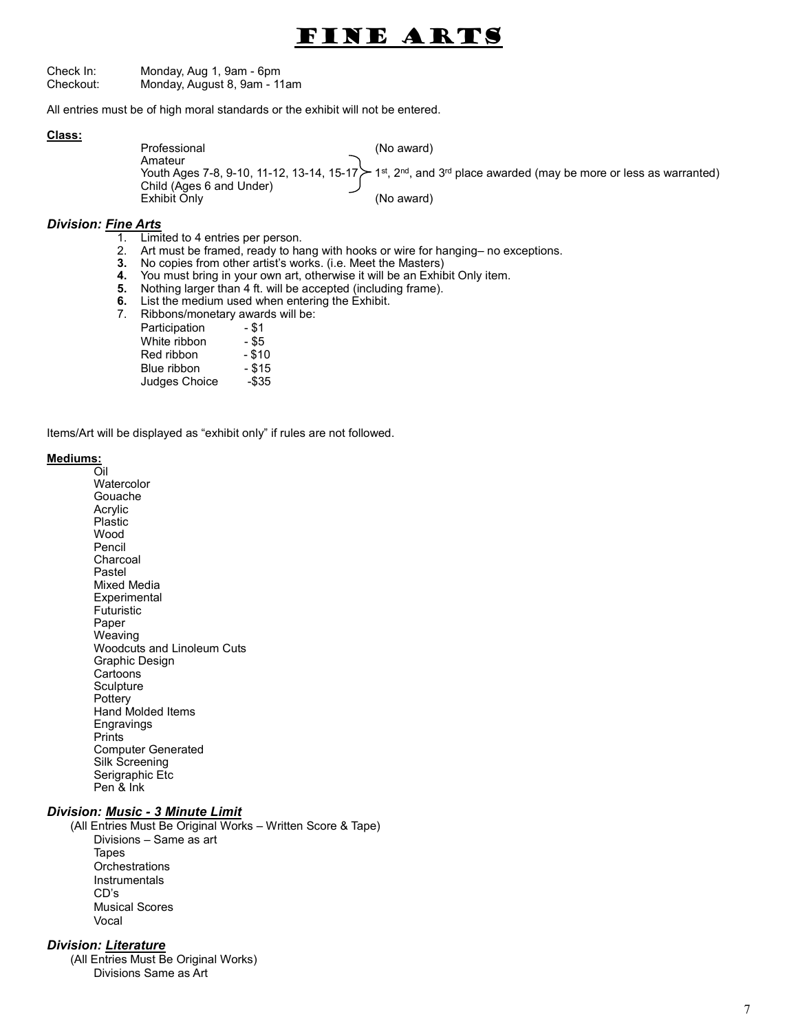# FINE ARTS

Check In: Monday, Aug 1, 9am - 6pm
Checkout: Monday, August 8, 9am - 11am

All entries must be of high moral standards or the exhibit will not be entered.

**Class:**

| Class | Award |
|---|---|
| Professional | (No award) |
| Amateur | 1st, 2nd, and 3rd place awarded (may be more or less as warranted) |
| Youth Ages 7-8, 9-10, 11-12, 13-14, 15-17 | 1st, 2nd, and 3rd place awarded (may be more or less as warranted) |
| Child (Ages 6 and Under) | 1st, 2nd, and 3rd place awarded (may be more or less as warranted) |
| Exhibit Only | (No award) |

### *Division: Fine Arts*

1. Limited to 4 entries per person.
2. Art must be framed, ready to hang with hooks or wire for hanging– no exceptions.
3. No copies from other artist's works. (i.e. Meet the Masters)
4. You must bring in your own art, otherwise it will be an Exhibit Only item.
5. Nothing larger than 4 ft. will be accepted (including frame).
6. List the medium used when entering the Exhibit.
7. Ribbons/monetary awards will be:
   - Participation - $1
   - White ribbon - $5
   - Red ribbon - $10
   - Blue ribbon - $15
   - Judges Choice -$35

Items/Art will be displayed as "exhibit only" if rules are not followed.

**Mediums:**

- Oil
- Watercolor
- Gouache
- Acrylic
- Plastic
- Wood
- Pencil
- Charcoal
- Pastel
- Mixed Media
- Experimental
- Futuristic
- Paper
- Weaving
- Woodcuts and Linoleum Cuts
- Graphic Design
- Cartoons
- Sculpture
- Pottery
- Hand Molded Items
- Engravings
- Prints
- Computer Generated
- Silk Screening
- Serigraphic Etc
- Pen & Ink

### *Division: Music - 3 Minute Limit*

(All Entries Must Be Original Works – Written Score & Tape)

- Divisions – Same as art
- Tapes
- Orchestrations
- Instrumentals
- CD's
- Musical Scores
- Vocal

### *Division: Literature*

(All Entries Must Be Original Works)

- Divisions Same as Art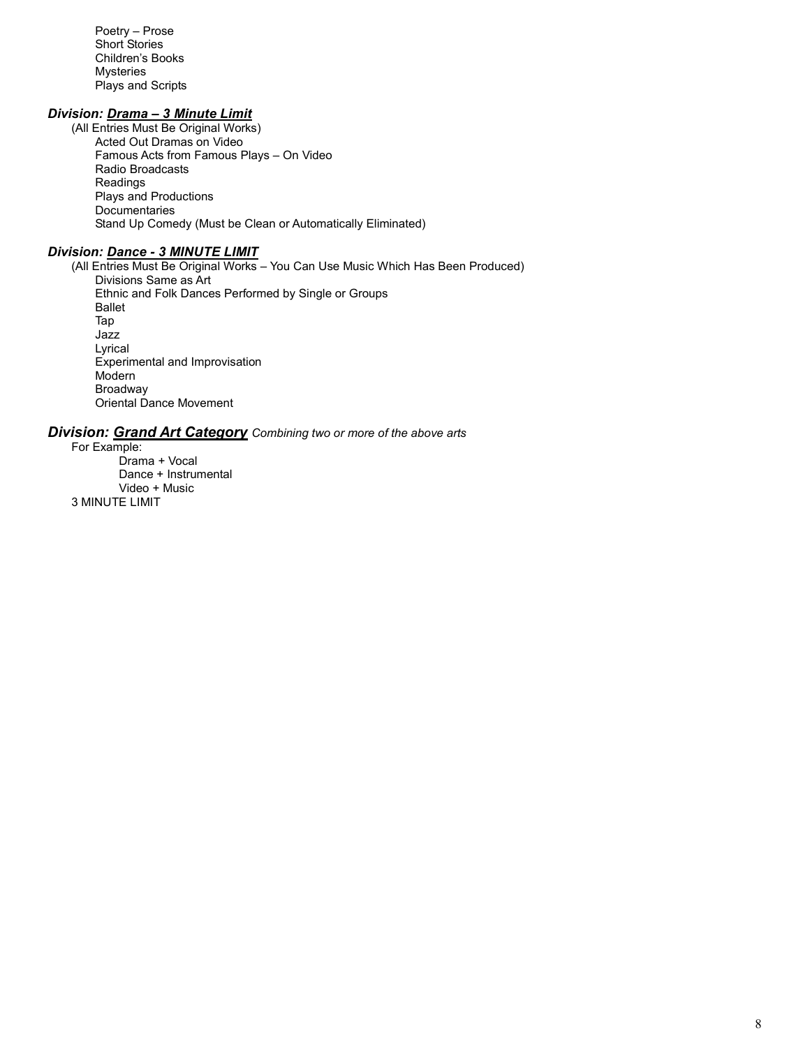- Poetry – Prose
- Short Stories
- Children's Books
- Mysteries
- Plays and Scripts

### *Division: __Drama – 3 Minute Limit__*

(All Entries Must Be Original Works)

- Acted Out Dramas on Video
- Famous Acts from Famous Plays – On Video
- Radio Broadcasts
- Readings
- Plays and Productions
- Documentaries
- Stand Up Comedy (Must be Clean or Automatically Eliminated)

### *Division: __Dance - 3 MINUTE LIMIT__*

(All Entries Must Be Original Works – You Can Use Music Which Has Been Produced)

- Divisions Same as Art
- Ethnic and Folk Dances Performed by Single or Groups
- Ballet
- Tap
- Jazz
- Lyrical
- Experimental and Improvisation
- Modern
- Broadway
- Oriental Dance Movement

### *Division: __Grand Art Category__* *Combining two or more of the above arts*

For Example:

- Drama + Vocal
- Dance + Instrumental
- Video + Music

3 MINUTE LIMIT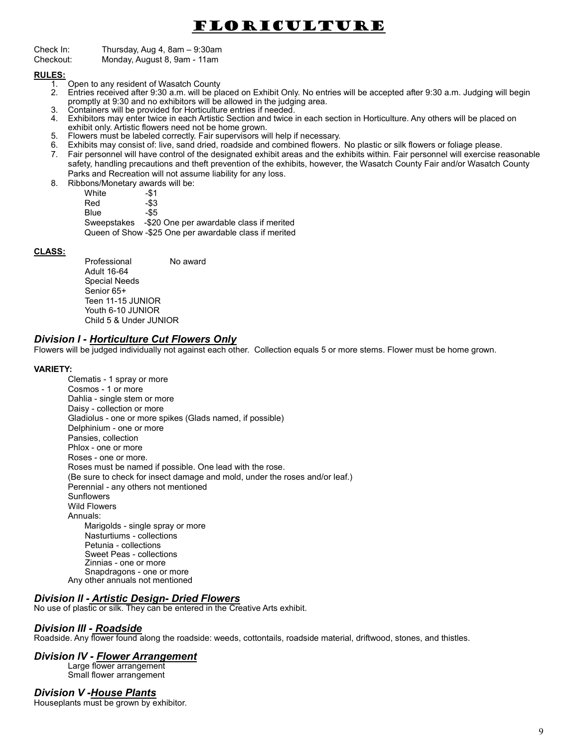# FLORICULTURE

Check In: Thursday, Aug 4, 8am – 9:30am
Checkout: Monday, August 8, 9am - 11am

**RULES:**

1. Open to any resident of Wasatch County
2. Entries received after 9:30 a.m. will be placed on Exhibit Only. No entries will be accepted after 9:30 a.m. Judging will begin promptly at 9:30 and no exhibitors will be allowed in the judging area.
3. Containers will be provided for Horticulture entries if needed.
4. Exhibitors may enter twice in each Artistic Section and twice in each section in Horticulture. Any others will be placed on exhibit only. Artistic flowers need not be home grown.
5. Flowers must be labeled correctly. Fair supervisors will help if necessary.
6. Exhibits may consist of: live, sand dried, roadside and combined flowers. No plastic or silk flowers or foliage please.
7. Fair personnel will have control of the designated exhibit areas and the exhibits within. Fair personnel will exercise reasonable safety, handling precautions and theft prevention of the exhibits, however, the Wasatch County Fair and/or Wasatch County Parks and Recreation will not assume liability for any loss.
8. Ribbons/Monetary awards will be:
   - White -$1
   - Red -$3
   - Blue -$5
   - Sweepstakes -$20 One per awardable class if merited
   - Queen of Show -$25 One per awardable class if merited

**CLASS:**

- Professional No award
- Adult 16-64
- Special Needs
- Senior 65+
- Teen 11-15 JUNIOR
- Youth 6-10 JUNIOR
- Child 5 & Under JUNIOR

## *Division I - Horticulture Cut Flowers Only*

Flowers will be judged individually not against each other. Collection equals 5 or more stems. Flower must be home grown.

**VARIETY:**

- Clematis - 1 spray or more
- Cosmos - 1 or more
- Dahlia - single stem or more
- Daisy - collection or more
- Gladiolus - one or more spikes (Glads named, if possible)
- Delphinium - one or more
- Pansies, collection
- Phlox - one or more
- Roses - one or more.
- Roses must be named if possible. One lead with the rose.
- (Be sure to check for insect damage and mold, under the roses and/or leaf.)
- Perennial - any others not mentioned
- Sunflowers
- Wild Flowers
- Annuals:
  - Marigolds - single spray or more
  - Nasturtiums - collections
  - Petunia - collections
  - Sweet Peas - collections
  - Zinnias - one or more
  - Snapdragons - one or more
- Any other annuals not mentioned

## *Division II - Artistic Design- Dried Flowers*

No use of plastic or silk. They can be entered in the Creative Arts exhibit.

## *Division III - Roadside*

Roadside. Any flower found along the roadside: weeds, cottontails, roadside material, driftwood, stones, and thistles.

## *Division IV - Flower Arrangement*

- Large flower arrangement
- Small flower arrangement

## *Division V -House Plants*

Houseplants must be grown by exhibitor.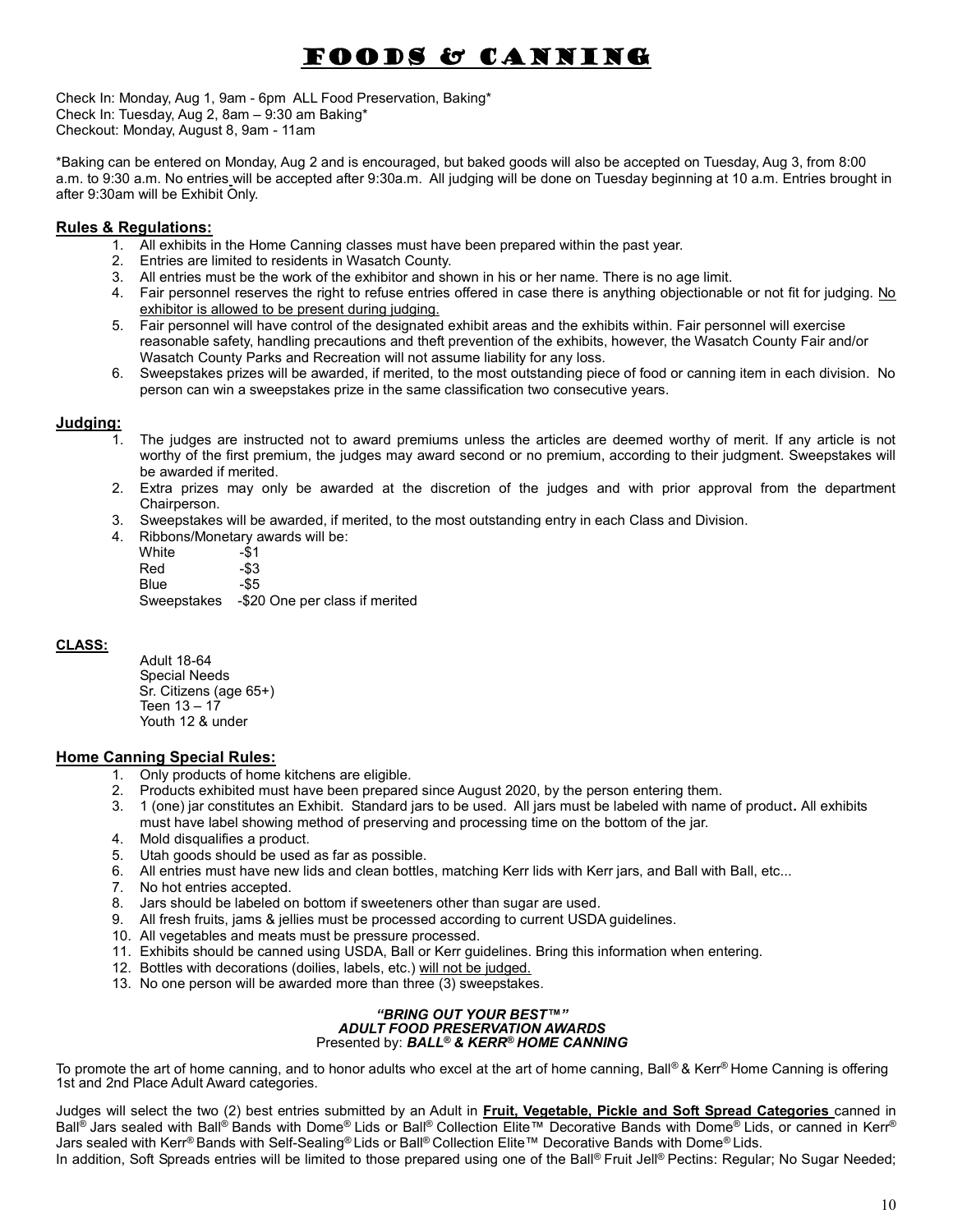# Foods & Canning

Check In: Monday, Aug 1, 9am - 6pm ALL Food Preservation, Baking*
Check In: Tuesday, Aug 2, 8am – 9:30 am Baking*
Checkout: Monday, August 8, 9am - 11am

*Baking can be entered on Monday, Aug 2 and is encouraged, but baked goods will also be accepted on Tuesday, Aug 3, from 8:00 a.m. to 9:30 a.m. No entries will be accepted after 9:30a.m. All judging will be done on Tuesday beginning at 10 a.m. Entries brought in after 9:30am will be Exhibit Only.

## Rules & Regulations:

1. All exhibits in the Home Canning classes must have been prepared within the past year.
2. Entries are limited to residents in Wasatch County.
3. All entries must be the work of the exhibitor and shown in his or her name. There is no age limit.
4. Fair personnel reserves the right to refuse entries offered in case there is anything objectionable or not fit for judging. No exhibitor is allowed to be present during judging.
5. Fair personnel will have control of the designated exhibit areas and the exhibits within. Fair personnel will exercise reasonable safety, handling precautions and theft prevention of the exhibits, however, the Wasatch County Fair and/or Wasatch County Parks and Recreation will not assume liability for any loss.
6. Sweepstakes prizes will be awarded, if merited, to the most outstanding piece of food or canning item in each division. No person can win a sweepstakes prize in the same classification two consecutive years.

## Judging:

1. The judges are instructed not to award premiums unless the articles are deemed worthy of merit. If any article is not worthy of the first premium, the judges may award second or no premium, according to their judgment. Sweepstakes will be awarded if merited.
2. Extra prizes may only be awarded at the discretion of the judges and with prior approval from the department Chairperson.
3. Sweepstakes will be awarded, if merited, to the most outstanding entry in each Class and Division.
4. Ribbons/Monetary awards will be:
   - White -$1
   - Red -$3
   - Blue -$5
   - Sweepstakes -$20 One per class if merited

## CLASS:

- Adult 18-64
- Special Needs
- Sr. Citizens (age 65+)
- Teen 13 – 17
- Youth 12 & under

## Home Canning Special Rules:

1. Only products of home kitchens are eligible.
2. Products exhibited must have been prepared since August 2020, by the person entering them.
3. 1 (one) jar constitutes an Exhibit. Standard jars to be used. All jars must be labeled with name of product**.** All exhibits must have label showing method of preserving and processing time on the bottom of the jar.
4. Mold disqualifies a product.
5. Utah goods should be used as far as possible.
6. All entries must have new lids and clean bottles, matching Kerr lids with Kerr jars, and Ball with Ball, etc...
7. No hot entries accepted.
8. Jars should be labeled on bottom if sweeteners other than sugar are used.
9. All fresh fruits, jams & jellies must be processed according to current USDA guidelines.
10. All vegetables and meats must be pressure processed.
11. Exhibits should be canned using USDA, Ball or Kerr guidelines. Bring this information when entering.
12. Bottles with decorations (doilies, labels, etc.) will not be judged.
13. No one person will be awarded more than three (3) sweepstakes.

***"BRING OUT YOUR BEST™"***
***ADULT FOOD PRESERVATION AWARDS***
Presented by: ***BALL® & KERR® HOME CANNING***

To promote the art of home canning, and to honor adults who excel at the art of home canning, Ball® & Kerr® Home Canning is offering 1st and 2nd Place Adult Award categories.

Judges will select the two (2) best entries submitted by an Adult in **Fruit, Vegetable, Pickle and Soft Spread Categories** canned in Ball® Jars sealed with Ball® Bands with Dome® Lids or Ball® Collection Elite™ Decorative Bands with Dome® Lids, or canned in Kerr® Jars sealed with Kerr® Bands with Self-Sealing® Lids or Ball® Collection Elite™ Decorative Bands with Dome® Lids.
In addition, Soft Spreads entries will be limited to those prepared using one of the Ball® Fruit Jell® Pectins: Regular; No Sugar Needed;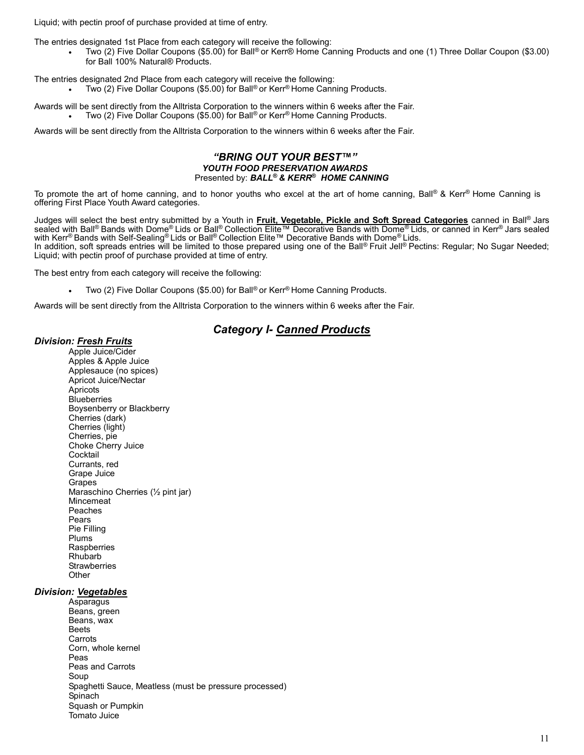Liquid; with pectin proof of purchase provided at time of entry.

The entries designated 1st Place from each category will receive the following:

- Two (2) Five Dollar Coupons ($5.00) for Ball® or Kerr® Home Canning Products and one (1) Three Dollar Coupon ($3.00) for Ball 100% Natural® Products.

The entries designated 2nd Place from each category will receive the following:

- Two (2) Five Dollar Coupons ($5.00) for Ball® or Kerr® Home Canning Products.

Awards will be sent directly from the Alltrista Corporation to the winners within 6 weeks after the Fair.

- Two (2) Five Dollar Coupons ($5.00) for Ball® or Kerr® Home Canning Products.

Awards will be sent directly from the Alltrista Corporation to the winners within 6 weeks after the Fair.

### *"BRING OUT YOUR BEST™"*
#### *YOUTH FOOD PRESERVATION AWARDS*
Presented by: ***BALL® & KERR® HOME CANNING***

To promote the art of home canning, and to honor youths who excel at the art of home canning, Ball® & Kerr® Home Canning is offering First Place Youth Award categories.

Judges will select the best entry submitted by a Youth in **Fruit, Vegetable, Pickle and Soft Spread Categories** canned in Ball® Jars sealed with Ball® Bands with Dome® Lids or Ball® Collection Elite™ Decorative Bands with Dome® Lids, or canned in Kerr® Jars sealed with Kerr® Bands with Self-Sealing® Lids or Ball® Collection Elite™ Decorative Bands with Dome® Lids.
In addition, soft spreads entries will be limited to those prepared using one of the Ball® Fruit Jell® Pectins: Regular; No Sugar Needed; Liquid; with pectin proof of purchase provided at time of entry.

The best entry from each category will receive the following:

- Two (2) Five Dollar Coupons ($5.00) for Ball® or Kerr® Home Canning Products.

Awards will be sent directly from the Alltrista Corporation to the winners within 6 weeks after the Fair.

## *Category I- Canned Products*

### *Division: Fresh Fruits*

Apple Juice/Cider
Apples & Apple Juice
Applesauce (no spices)
Apricot Juice/Nectar
Apricots
Blueberries
Boysenberry or Blackberry
Cherries (dark)
Cherries (light)
Cherries, pie
Choke Cherry Juice
Cocktail
Currants, red
Grape Juice
Grapes
Maraschino Cherries (½ pint jar)
Mincemeat
Peaches
Pears
Pie Filling
Plums
Raspberries
Rhubarb
Strawberries
Other

### *Division: Vegetables*

Asparagus
Beans, green
Beans, wax
Beets
Carrots
Corn, whole kernel
Peas
Peas and Carrots
Soup
Spaghetti Sauce, Meatless (must be pressure processed)
Spinach
Squash or Pumpkin
Tomato Juice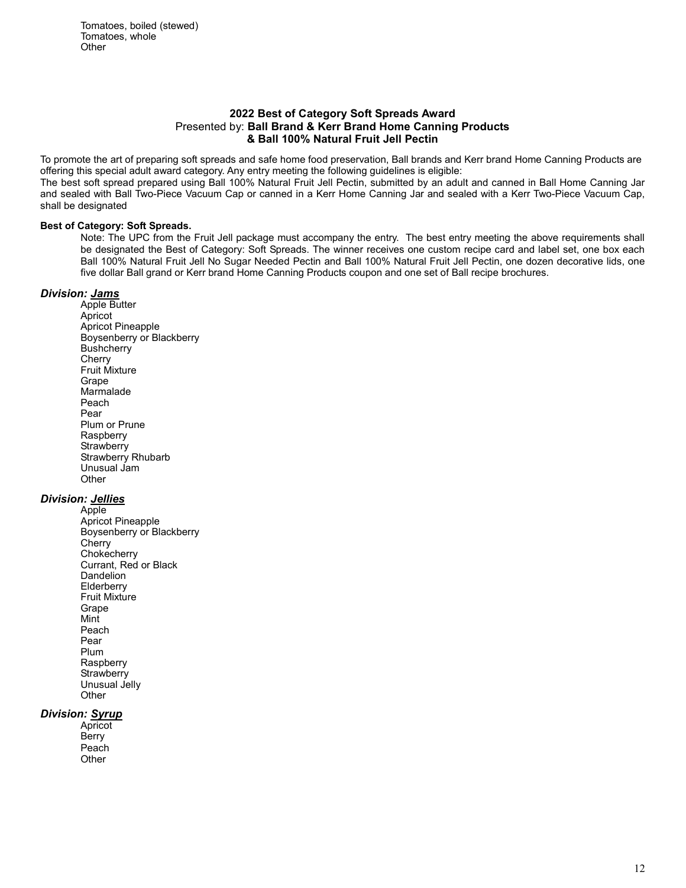Tomatoes, boiled (stewed)
Tomatoes, whole
Other

## 2022 Best of Category Soft Spreads Award
### Presented by: **Ball Brand & Kerr Brand Home Canning Products & Ball 100% Natural Fruit Jell Pectin**

To promote the art of preparing soft spreads and safe home food preservation, Ball brands and Kerr brand Home Canning Products are offering this special adult award category. Any entry meeting the following guidelines is eligible:
The best soft spread prepared using Ball 100% Natural Fruit Jell Pectin, submitted by an adult and canned in Ball Home Canning Jar and sealed with Ball Two-Piece Vacuum Cap or canned in a Kerr Home Canning Jar and sealed with a Kerr Two-Piece Vacuum Cap, shall be designated

**Best of Category: Soft Spreads.**

Note: The UPC from the Fruit Jell package must accompany the entry. The best entry meeting the above requirements shall be designated the Best of Category: Soft Spreads. The winner receives one custom recipe card and label set, one box each Ball 100% Natural Fruit Jell No Sugar Needed Pectin and Ball 100% Natural Fruit Jell Pectin, one dozen decorative lids, one five dollar Ball grand or Kerr brand Home Canning Products coupon and one set of Ball recipe brochures.

### *Division: Jams*

Apple Butter
Apricot
Apricot Pineapple
Boysenberry or Blackberry
Bushcherry
Cherry
Fruit Mixture
Grape
Marmalade
Peach
Pear
Plum or Prune
Raspberry
Strawberry
Strawberry Rhubarb
Unusual Jam
Other

### *Division: Jellies*

Apple
Apricot Pineapple
Boysenberry or Blackberry
Cherry
Chokecherry
Currant, Red or Black
Dandelion
Elderberry
Fruit Mixture
Grape
Mint
Peach
Pear
Plum
Raspberry
Strawberry
Unusual Jelly
Other

### *Division: Syrup*

Apricot
Berry
Peach
Other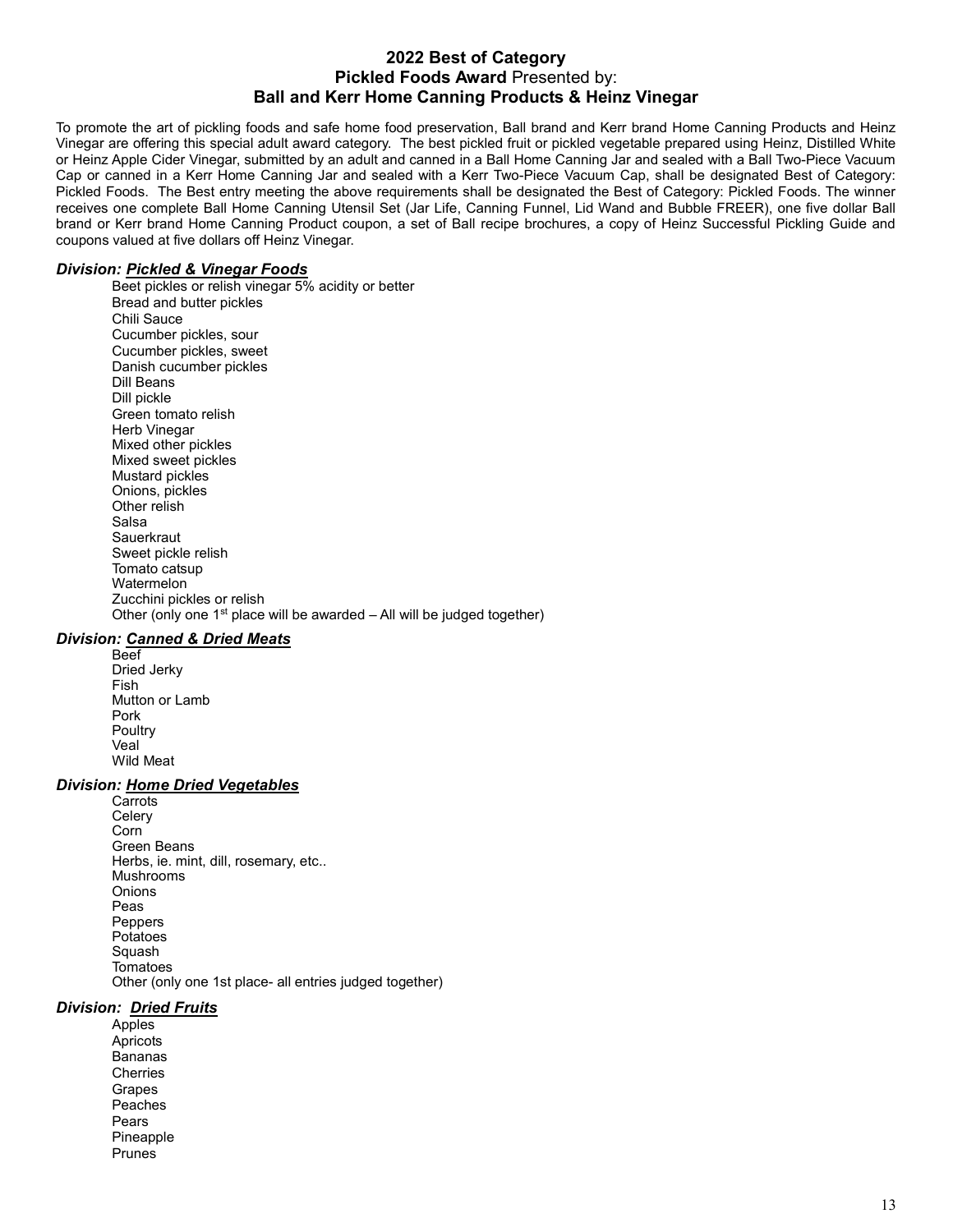## 2022 Best of Category
## **Pickled Foods Award** Presented by:
## Ball and Kerr Home Canning Products & Heinz Vinegar

To promote the art of pickling foods and safe home food preservation, Ball brand and Kerr brand Home Canning Products and Heinz Vinegar are offering this special adult award category. The best pickled fruit or pickled vegetable prepared using Heinz, Distilled White or Heinz Apple Cider Vinegar, submitted by an adult and canned in a Ball Home Canning Jar and sealed with a Ball Two-Piece Vacuum Cap or canned in a Kerr Home Canning Jar and sealed with a Kerr Two-Piece Vacuum Cap, shall be designated Best of Category: Pickled Foods. The Best entry meeting the above requirements shall be designated the Best of Category: Pickled Foods. The winner receives one complete Ball Home Canning Utensil Set (Jar Life, Canning Funnel, Lid Wand and Bubble FREER), one five dollar Ball brand or Kerr brand Home Canning Product coupon, a set of Ball recipe brochures, a copy of Heinz Successful Pickling Guide and coupons valued at five dollars off Heinz Vinegar.

### *Division: Pickled & Vinegar Foods*

- Beet pickles or relish vinegar 5% acidity or better
- Bread and butter pickles
- Chili Sauce
- Cucumber pickles, sour
- Cucumber pickles, sweet
- Danish cucumber pickles
- Dill Beans
- Dill pickle
- Green tomato relish
- Herb Vinegar
- Mixed other pickles
- Mixed sweet pickles
- Mustard pickles
- Onions, pickles
- Other relish
- Salsa
- Sauerkraut
- Sweet pickle relish
- Tomato catsup
- Watermelon
- Zucchini pickles or relish
- Other (only one 1st place will be awarded – All will be judged together)

### *Division: Canned & Dried Meats*

- Beef
- Dried Jerky
- Fish
- Mutton or Lamb
- Pork
- Poultry
- Veal
- Wild Meat

### *Division: Home Dried Vegetables*

- Carrots
- Celery
- Corn
- Green Beans
- Herbs, ie. mint, dill, rosemary, etc..
- Mushrooms
- Onions
- Peas
- Peppers
- Potatoes
- Squash
- Tomatoes
- Other (only one 1st place- all entries judged together)

### *Division: Dried Fruits*

- Apples
- Apricots
- Bananas
- Cherries
- Grapes
- Peaches
- Pears
- Pineapple
- Prunes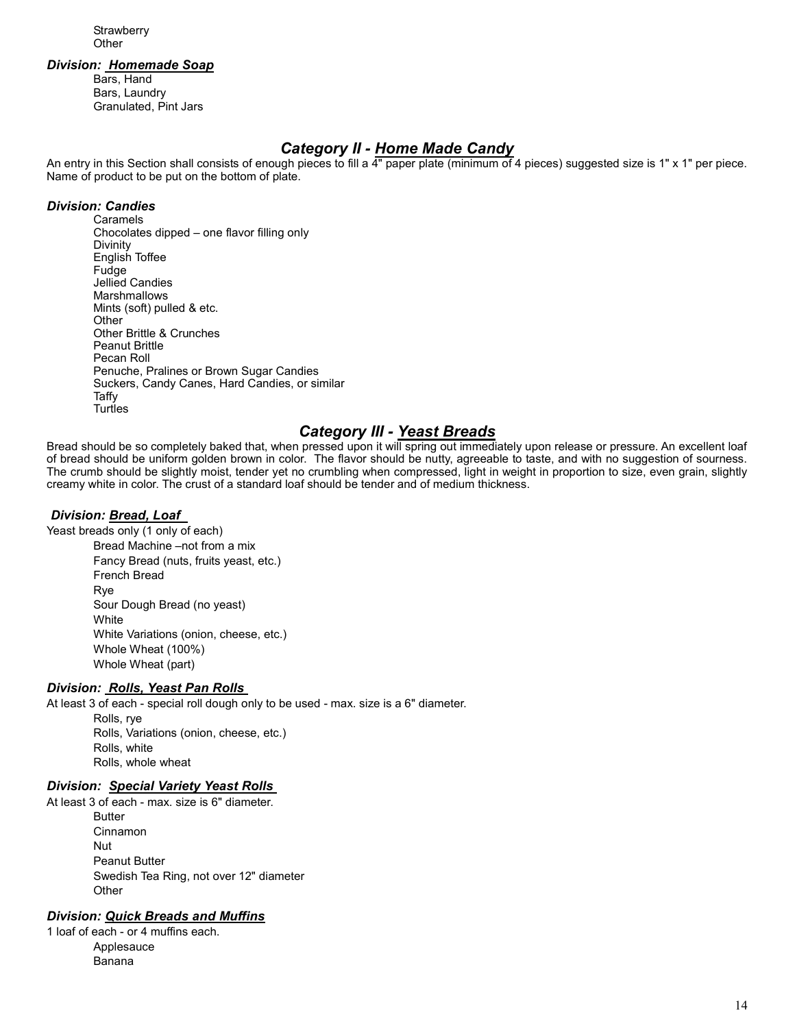Strawberry
Other

***Division: Homemade Soap***

Bars, Hand
Bars, Laundry
Granulated, Pint Jars

## *Category II - Home Made Candy*

An entry in this Section shall consists of enough pieces to fill a 4" paper plate (minimum of 4 pieces) suggested size is 1" x 1" per piece. Name of product to be put on the bottom of plate.

***Division: Candies***

Caramels
Chocolates dipped – one flavor filling only
Divinity
English Toffee
Fudge
Jellied Candies
Marshmallows
Mints (soft) pulled & etc.
Other
Other Brittle & Crunches
Peanut Brittle
Pecan Roll
Penuche, Pralines or Brown Sugar Candies
Suckers, Candy Canes, Hard Candies, or similar
Taffy
Turtles

## *Category III - Yeast Breads*

Bread should be so completely baked that, when pressed upon it will spring out immediately upon release or pressure. An excellent loaf of bread should be uniform golden brown in color. The flavor should be nutty, agreeable to taste, and with no suggestion of sourness. The crumb should be slightly moist, tender yet no crumbling when compressed, light in weight in proportion to size, even grain, slightly creamy white in color. The crust of a standard loaf should be tender and of medium thickness.

***Division: Bread, Loaf***

Yeast breads only (1 only of each)

Bread Machine –not from a mix
Fancy Bread (nuts, fruits yeast, etc.)
French Bread
Rye
Sour Dough Bread (no yeast)
White
White Variations (onion, cheese, etc.)
Whole Wheat (100%)
Whole Wheat (part)

***Division: Rolls, Yeast Pan Rolls***

At least 3 of each - special roll dough only to be used - max. size is a 6" diameter.

Rolls, rye
Rolls, Variations (onion, cheese, etc.)
Rolls, white
Rolls, whole wheat

***Division: Special Variety Yeast Rolls***

At least 3 of each - max. size is 6" diameter.

Butter
Cinnamon
Nut
Peanut Butter
Swedish Tea Ring, not over 12" diameter
Other

***Division: Quick Breads and Muffins***

1 loaf of each - or 4 muffins each.

Applesauce
Banana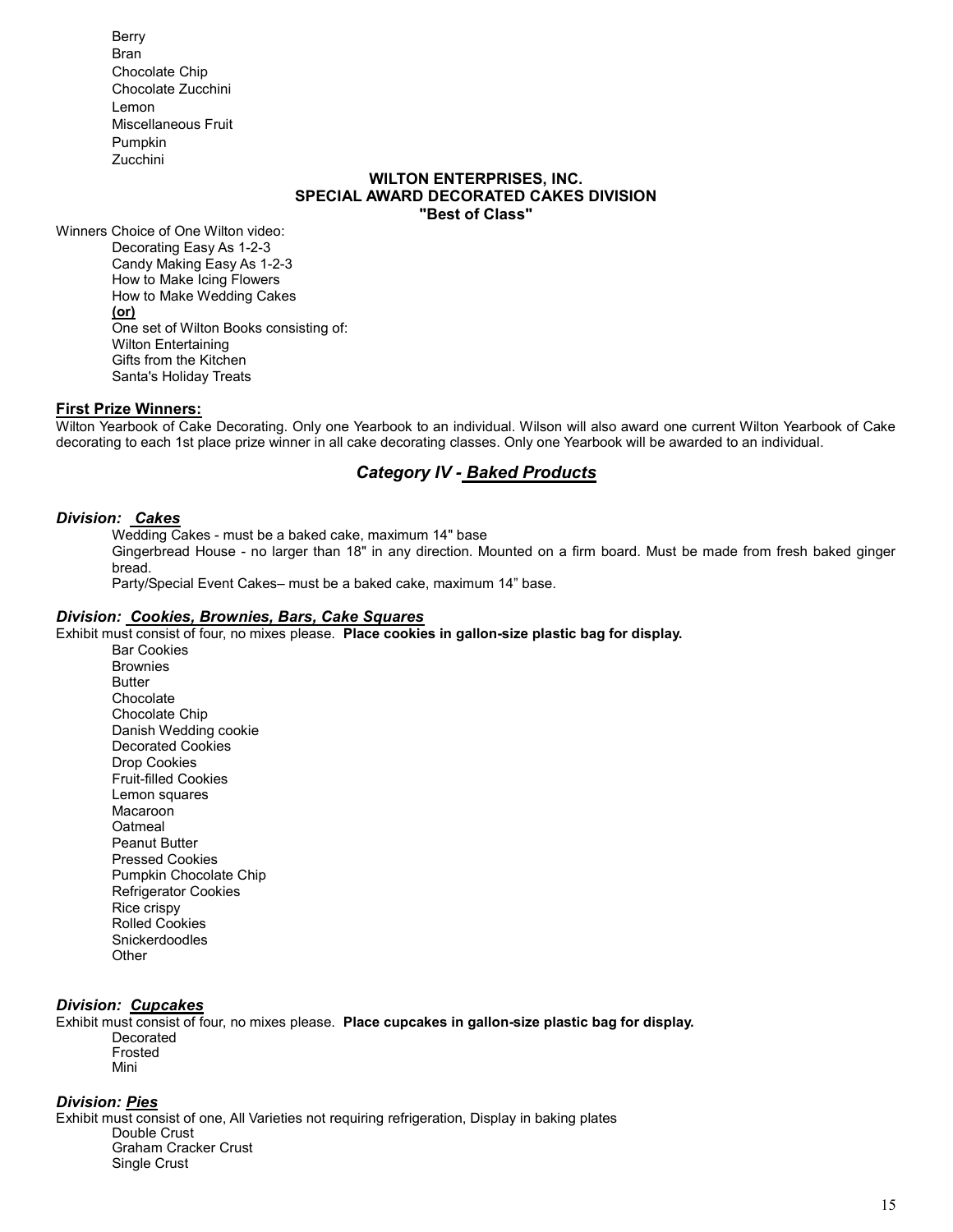Berry
Bran
Chocolate Chip
Chocolate Zucchini
Lemon
Miscellaneous Fruit
Pumpkin
Zucchini

**WILTON ENTERPRISES, INC.**
**SPECIAL AWARD DECORATED CAKES DIVISION**
**"Best of Class"**

Winners Choice of One Wilton video:

Decorating Easy As 1-2-3
Candy Making Easy As 1-2-3
How to Make Icing Flowers
How to Make Wedding Cakes
**(or)**
One set of Wilton Books consisting of:
Wilton Entertaining
Gifts from the Kitchen
Santa's Holiday Treats

**First Prize Winners:**

Wilton Yearbook of Cake Decorating. Only one Yearbook to an individual. Wilson will also award one current Wilton Yearbook of Cake decorating to each 1st place prize winner in all cake decorating classes. Only one Yearbook will be awarded to an individual.

## *Category IV - Baked Products*

### *Division: Cakes*

Wedding Cakes - must be a baked cake, maximum 14" base
Gingerbread House - no larger than 18" in any direction. Mounted on a firm board. Must be made from fresh baked ginger bread.
Party/Special Event Cakes– must be a baked cake, maximum 14" base.

### *Division: Cookies, Brownies, Bars, Cake Squares*

Exhibit must consist of four, no mixes please. **Place cookies in gallon-size plastic bag for display.**

Bar Cookies
Brownies
Butter
Chocolate
Chocolate Chip
Danish Wedding cookie
Decorated Cookies
Drop Cookies
Fruit-filled Cookies
Lemon squares
Macaroon
Oatmeal
Peanut Butter
Pressed Cookies
Pumpkin Chocolate Chip
Refrigerator Cookies
Rice crispy
Rolled Cookies
Snickerdoodles
Other

### *Division: Cupcakes*

Exhibit must consist of four, no mixes please. **Place cupcakes in gallon-size plastic bag for display.**

Decorated
Frosted
Mini

### *Division: Pies*

Exhibit must consist of one, All Varieties not requiring refrigeration, Display in baking plates

Double Crust
Graham Cracker Crust
Single Crust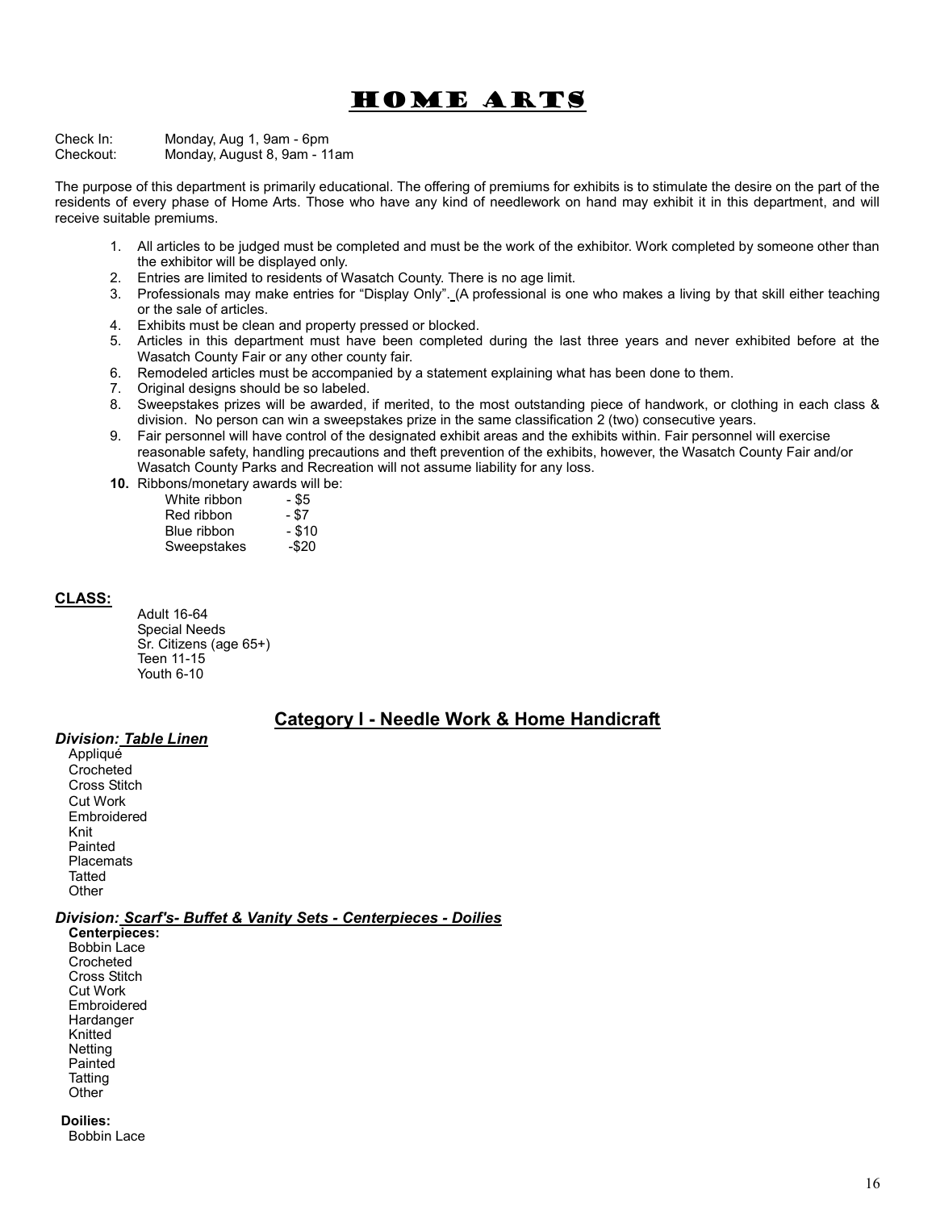# HOME ARTS

Check In: Monday, Aug 1, 9am - 6pm
Checkout: Monday, August 8, 9am - 11am

The purpose of this department is primarily educational. The offering of premiums for exhibits is to stimulate the desire on the part of the residents of every phase of Home Arts. Those who have any kind of needlework on hand may exhibit it in this department, and will receive suitable premiums.

1. All articles to be judged must be completed and must be the work of the exhibitor. Work completed by someone other than the exhibitor will be displayed only.
2. Entries are limited to residents of Wasatch County. There is no age limit.
3. Professionals may make entries for "Display Only". (A professional is one who makes a living by that skill either teaching or the sale of articles.
4. Exhibits must be clean and property pressed or blocked.
5. Articles in this department must have been completed during the last three years and never exhibited before at the Wasatch County Fair or any other county fair.
6. Remodeled articles must be accompanied by a statement explaining what has been done to them.
7. Original designs should be so labeled.
8. Sweepstakes prizes will be awarded, if merited, to the most outstanding piece of handwork, or clothing in each class & division. No person can win a sweepstakes prize in the same classification 2 (two) consecutive years.
9. Fair personnel will have control of the designated exhibit areas and the exhibits within. Fair personnel will exercise reasonable safety, handling precautions and theft prevention of the exhibits, however, the Wasatch County Fair and/or Wasatch County Parks and Recreation will not assume liability for any loss.
10. Ribbons/monetary awards will be:
    - White ribbon - $5
    - Red ribbon - $7
    - Blue ribbon - $10
    - Sweepstakes -$20

**CLASS:**

- Adult 16-64
- Special Needs
- Sr. Citizens (age 65+)
- Teen 11-15
- Youth 6-10

## Category I - Needle Work & Home Handicraft

***Division: Table Linen***

- Appliqué
- Crocheted
- Cross Stitch
- Cut Work
- Embroidered
- Knit
- Painted
- Placemats
- Tatted
- Other

***Division: Scarf's- Buffet & Vanity Sets - Centerpieces - Doilies***

**Centerpieces:**

- Bobbin Lace
- Crocheted
- Cross Stitch
- Cut Work
- Embroidered
- Hardanger
- Knitted
- Netting
- Painted
- Tatting
- Other

**Doilies:**

- Bobbin Lace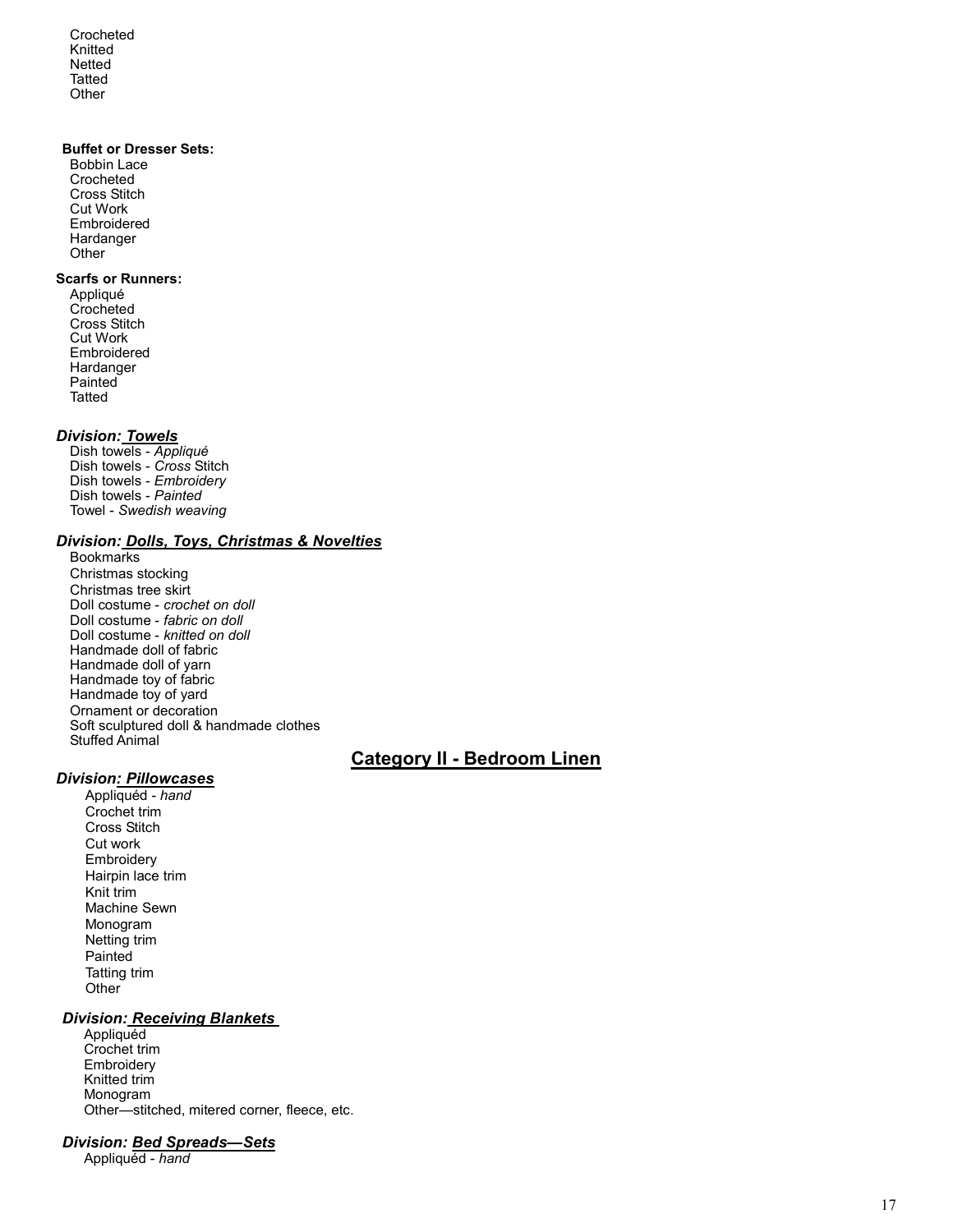Crocheted
Knitted
Netted
Tatted
Other

**Buffet or Dresser Sets:**

Bobbin Lace
Crocheted
Cross Stitch
Cut Work
Embroidered
Hardanger
Other

**Scarfs or Runners:**

Appliqué
Crocheted
Cross Stitch
Cut Work
Embroidered
Hardanger
Painted
Tatted

### *Division: __Towels__*

Dish towels - *Appliqué*
Dish towels - *Cross* Stitch
Dish towels - *Embroidery*
Dish towels - *Painted*
Towel - *Swedish weaving*

### *Division: __Dolls, Toys, Christmas & Novelties__*

Bookmarks
Christmas stocking
Christmas tree skirt
Doll costume - *crochet on doll*
Doll costume - *fabric on doll*
Doll costume - *knitted on doll*
Handmade doll of fabric
Handmade doll of yarn
Handmade toy of fabric
Handmade toy of yard
Ornament or decoration
Soft sculptured doll & handmade clothes
Stuffed Animal

## __Category II - Bedroom Linen__

### *Division: __Pillowcases__*

Appliquéd - *hand*
Crochet trim
Cross Stitch
Cut work
Embroidery
Hairpin lace trim
Knit trim
Machine Sewn
Monogram
Netting trim
Painted
Tatting trim
Other

### *Division: __Receiving Blankets__*

Appliquéd
Crochet trim
Embroidery
Knitted trim
Monogram
Other—stitched, mitered corner, fleece, etc.

### *Division: __Bed Spreads—Sets__*

Appliquéd - *hand*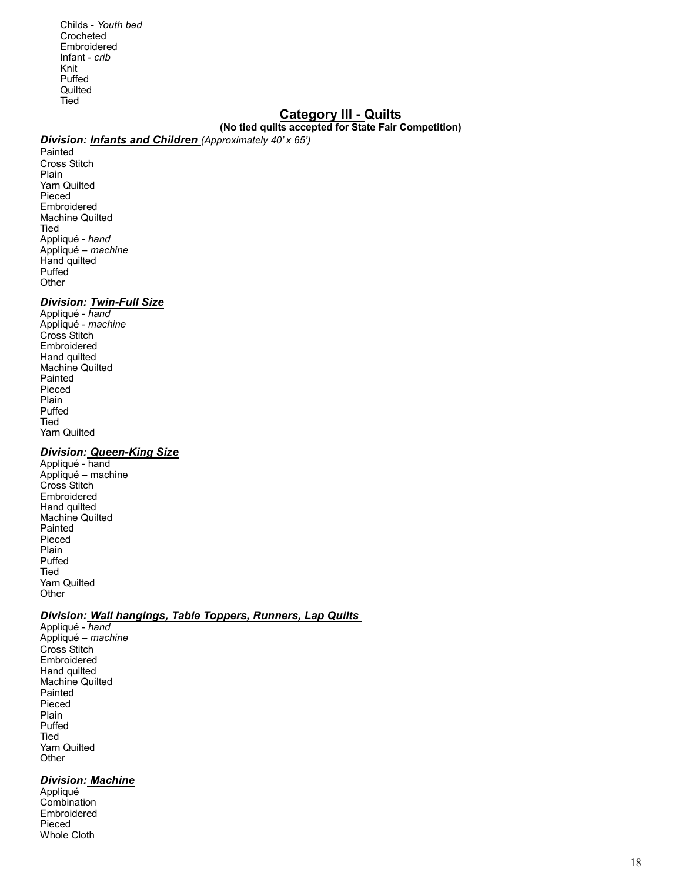Childs - *Youth bed*
Crocheted
Embroidered
Infant - *crib*
Knit
Puffed
Quilted
Tied

## Category III - Quilts

**(No tied quilts accepted for State Fair Competition)**

### *Division: Infants and Children* *(Approximately 40' x 65')*

Painted
Cross Stitch
Plain
Yarn Quilted
Pieced
Embroidered
Machine Quilted
Tied
Appliqué - *hand*
Appliqué – *machine*
Hand quilted
Puffed
Other

### *Division: Twin-Full Size*

Appliqué - *hand*
Appliqué - *machine*
Cross Stitch
Embroidered
Hand quilted
Machine Quilted
Painted
Pieced
Plain
Puffed
Tied
Yarn Quilted

### *Division: Queen-King Size*

Appliqué - hand
Appliqué – machine
Cross Stitch
Embroidered
Hand quilted
Machine Quilted
Painted
Pieced
Plain
Puffed
Tied
Yarn Quilted
Other

### *Division: Wall hangings, Table Toppers, Runners, Lap Quilts*

Appliqué - *hand*
Appliqué – *machine*
Cross Stitch
Embroidered
Hand quilted
Machine Quilted
Painted
Pieced
Plain
Puffed
Tied
Yarn Quilted
Other

### *Division: Machine*

Appliqué
Combination
Embroidered
Pieced
Whole Cloth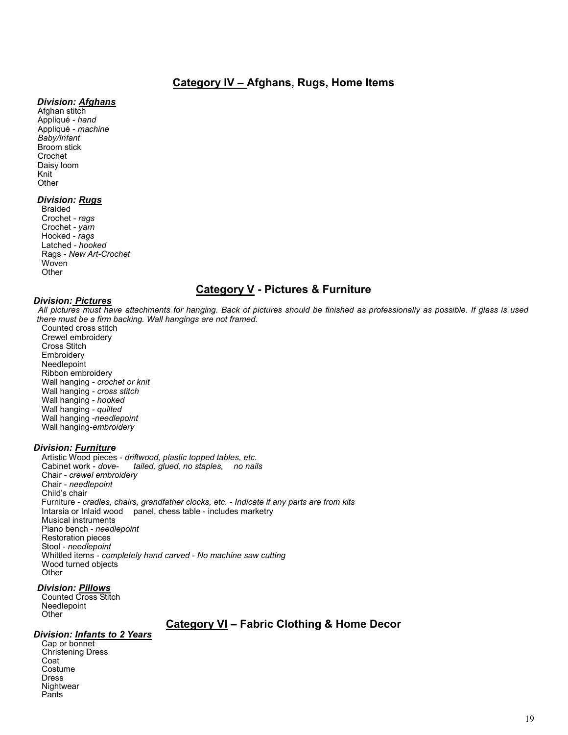## Category IV – Afghans, Rugs, Home Items

### *Division: Afghans*

Afghan stitch
Appliqué - *hand*
Appliqué - *machine*
*Baby/Infant*
Broom stick
Crochet
Daisy loom
Knit
Other

### *Division: Rugs*

Braided
Crochet - *rags*
Crochet - *yarn*
Hooked - *rags*
Latched - *hooked*
Rags - *New Art-Crochet*
Woven
Other

## Category V - Pictures & Furniture

### *Division: Pictures*

*All pictures must have attachments for hanging. Back of pictures should be finished as professionally as possible. If glass is used there must be a firm backing. Wall hangings are not framed.*

Counted cross stitch
Crewel embroidery
Cross Stitch
Embroidery
Needlepoint
Ribbon embroidery
Wall hanging - *crochet or knit*
Wall hanging - *cross stitch*
Wall hanging - *hooked*
Wall hanging - *quilted*
Wall hanging -*needlepoint*
Wall hanging-*embroidery*

### *Division: Furniture*

Artistic Wood pieces - *driftwood, plastic topped tables, etc.*
Cabinet work - *dove- tailed, glued, no staples, no nails*
Chair - *crewel embroidery*
Chair - *needlepoint*
Child's chair
Furniture - *cradles, chairs, grandfather clocks, etc. - Indicate if any parts are from kits*
Intarsia or Inlaid wood panel, chess table - includes marketry
Musical instruments
Piano bench - *needlepoint*
Restoration pieces
Stool - *needlepoint*
Whittled items - *completely hand carved - No machine saw cutting*
Wood turned objects
Other

### *Division: Pillows*

Counted Cross Stitch
Needlepoint
Other

## Category VI – Fabric Clothing & Home Decor

### *Division: Infants to 2 Years*

Cap or bonnet
Christening Dress
Coat
Costume
Dress
Nightwear
Pants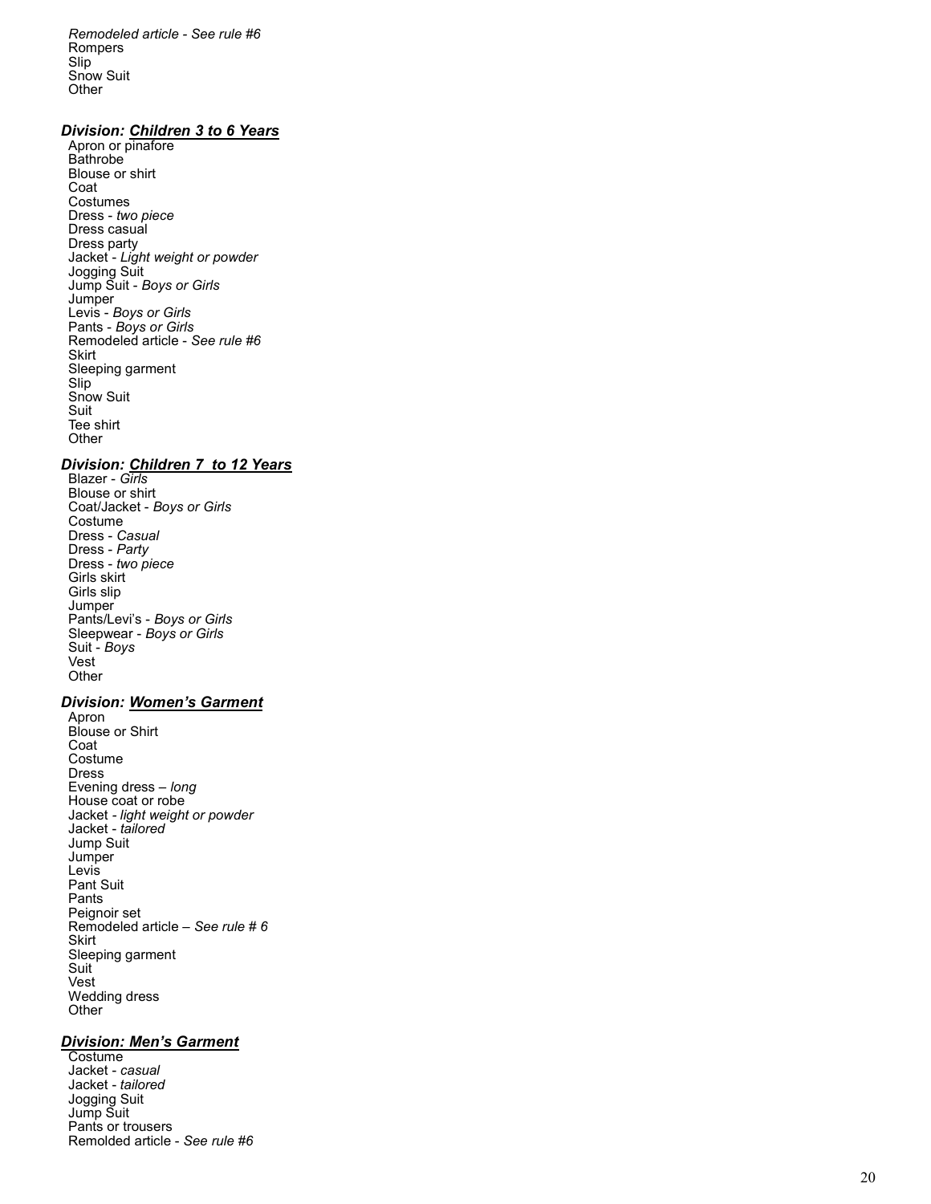*Remodeled article - See rule #6*
Rompers
Slip
Snow Suit
Other

### *Division: Children 3 to 6 Years*

Apron or pinafore
Bathrobe
Blouse or shirt
Coat
Costumes
Dress - *two piece*
Dress casual
Dress party
Jacket - *Light weight or powder*
Jogging Suit
Jump Suit - *Boys or Girls*
Jumper
Levis - *Boys or Girls*
Pants - *Boys or Girls*
Remodeled article - *See rule #6*
Skirt
Sleeping garment
Slip
Snow Suit
Suit
Tee shirt
Other

### *Division: Children 7 to 12 Years*

Blazer - *Girls*
Blouse or shirt
Coat/Jacket - *Boys or Girls*
Costume
Dress - *Casual*
Dress - *Party*
Dress - *two piece*
Girls skirt
Girls slip
Jumper
Pants/Levi's - *Boys or Girls*
Sleepwear - *Boys or Girls*
Suit - *Boys*
Vest
Other

### *Division: Women's Garment*

Apron
Blouse or Shirt
Coat
Costume
Dress
Evening dress – *long*
House coat or robe
Jacket - *light weight or powder*
Jacket - *tailored*
Jump Suit
Jumper
Levis
Pant Suit
Pants
Peignoir set
Remodeled article – *See rule # 6*
Skirt
Sleeping garment
Suit
Vest
Wedding dress
Other

### *Division: Men's Garment*

Costume
Jacket - *casual*
Jacket - *tailored*
Jogging Suit
Jump Suit
Pants or trousers
Remolded article - *See rule #6*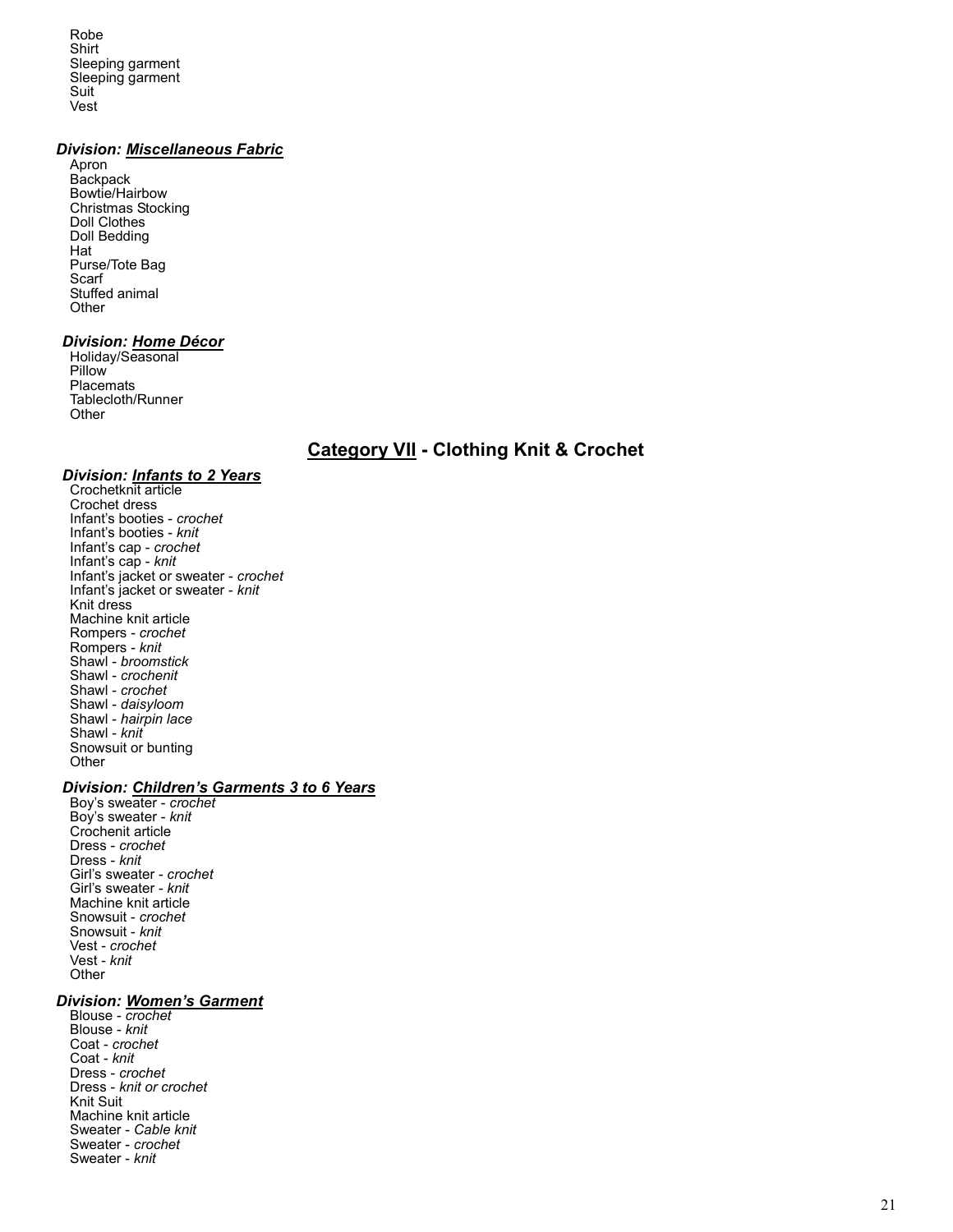Robe
Shirt
Sleeping garment
Sleeping garment
Suit
Vest

### *Division: Miscellaneous Fabric*

Apron
Backpack
Bowtie/Hairbow
Christmas Stocking
Doll Clothes
Doll Bedding
Hat
Purse/Tote Bag
Scarf
Stuffed animal
Other

### *Division: Home Décor*

Holiday/Seasonal
Pillow
Placemats
Tablecloth/Runner
Other

## Category VII - Clothing Knit & Crochet

### *Division: Infants to 2 Years*

Crochetknit article
Crochet dress
Infant's booties - *crochet*
Infant's booties - *knit*
Infant's cap - *crochet*
Infant's cap - *knit*
Infant's jacket or sweater - *crochet*
Infant's jacket or sweater - *knit*
Knit dress
Machine knit article
Rompers - *crochet*
Rompers - *knit*
Shawl - *broomstick*
Shawl - *crochenit*
Shawl - *crochet*
Shawl - *daisyloom*
Shawl - *hairpin lace*
Shawl - *knit*
Snowsuit or bunting
Other

### *Division: Children's Garments 3 to 6 Years*

Boy's sweater - *crochet*
Boy's sweater - *knit*
Crochenit article
Dress - *crochet*
Dress - *knit*
Girl's sweater - *crochet*
Girl's sweater - *knit*
Machine knit article
Snowsuit - *crochet*
Snowsuit - *knit*
Vest - *crochet*
Vest - *knit*
Other

### *Division: Women's Garment*

Blouse - *crochet*
Blouse - *knit*
Coat - *crochet*
Coat - *knit*
Dress - *crochet*
Dress - *knit or crochet*
Knit Suit
Machine knit article
Sweater - *Cable knit*
Sweater - *crochet*
Sweater - *knit*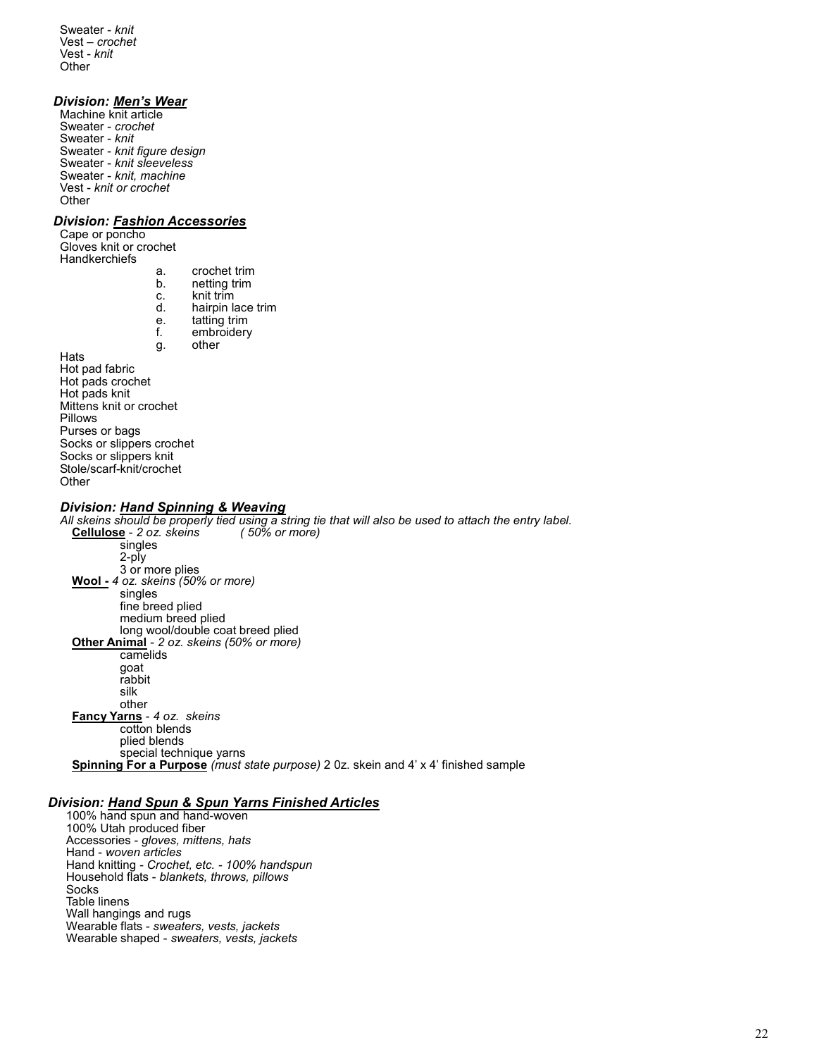Sweater - *knit*
Vest – *crochet*
Vest - *knit*
Other

### *Division: Men's Wear*

Machine knit article
Sweater - *crochet*
Sweater - *knit*
Sweater - *knit figure design*
Sweater - *knit sleeveless*
Sweater - *knit, machine*
Vest - *knit or crochet*
Other

### *Division: Fashion Accessories*

Cape or poncho
Gloves knit or crochet
Handkerchiefs

- a. crochet trim
- b. netting trim
- c. knit trim
- d. hairpin lace trim
- e. tatting trim
- f. embroidery
- g. other

Hats
Hot pad fabric
Hot pads crochet
Hot pads knit
Mittens knit or crochet
Pillows
Purses or bags
Socks or slippers crochet
Socks or slippers knit
Stole/scarf-knit/crochet
Other

### *Division: Hand Spinning & Weaving*

*All skeins should be properly tied using a string tie that will also be used to attach the entry label.*

**Cellulose** - *2 oz. skeins ( 50% or more)*
- singles
- 2-ply
- 3 or more plies

**Wool -** *4 oz. skeins (50% or more)*
- singles
- fine breed plied
- medium breed plied
- long wool/double coat breed plied

**Other Animal** - *2 oz. skeins (50% or more)*
- camelids
- goat
- rabbit
- silk
- other

**Fancy Yarns** - *4 oz. skeins*
- cotton blends
- plied blends
- special technique yarns

**Spinning For a Purpose** *(must state purpose)* 2 0z. skein and 4' x 4' finished sample

### *Division: Hand Spun & Spun Yarns Finished Articles*

100% hand spun and hand-woven
100% Utah produced fiber
Accessories - *gloves, mittens, hats*
Hand - *woven articles*
Hand knitting - *Crochet, etc. - 100% handspun*
Household flats - *blankets, throws, pillows*
Socks
Table linens
Wall hangings and rugs
Wearable flats - *sweaters, vests, jackets*
Wearable shaped - *sweaters, vests, jackets*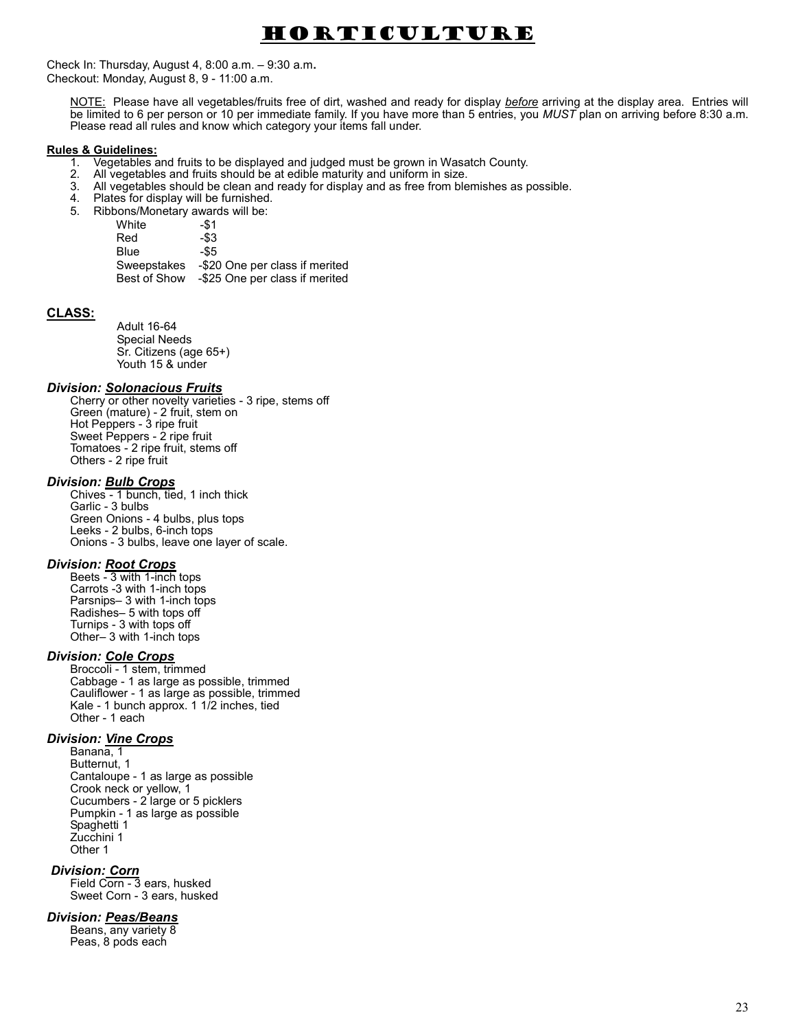# HORTICULTURE

Check In: Thursday, August 4, 8:00 a.m. – 9:30 a.m.
Checkout: Monday, August 8, 9 - 11:00 a.m.

NOTE: Please have all vegetables/fruits free of dirt, washed and ready for display *before* arriving at the display area. Entries will be limited to 6 per person or 10 per immediate family. If you have more than 5 entries, you *MUST* plan on arriving before 8:30 a.m. Please read all rules and know which category your items fall under.

**Rules & Guidelines:**

1. Vegetables and fruits to be displayed and judged must be grown in Wasatch County.
2. All vegetables and fruits should be at edible maturity and uniform in size.
3. All vegetables should be clean and ready for display and as free from blemishes as possible.
4. Plates for display will be furnished.
5. Ribbons/Monetary awards will be:

| | |
|---|---|
| White | -$1 |
| Red | -$3 |
| Blue | -$5 |
| Sweepstakes | -$20 One per class if merited |
| Best of Show | -$25 One per class if merited |

**CLASS:**

Adult 16-64
Special Needs
Sr. Citizens (age 65+)
Youth 15 & under

### *Division: Solonacious Fruits*

Cherry or other novelty varieties - 3 ripe, stems off
Green (mature) - 2 fruit, stem on
Hot Peppers - 3 ripe fruit
Sweet Peppers - 2 ripe fruit
Tomatoes - 2 ripe fruit, stems off
Others - 2 ripe fruit

### *Division: Bulb Crops*

Chives - 1 bunch, tied, 1 inch thick
Garlic - 3 bulbs
Green Onions - 4 bulbs, plus tops
Leeks - 2 bulbs, 6-inch tops
Onions - 3 bulbs, leave one layer of scale.

### *Division: Root Crops*

Beets - 3 with 1-inch tops
Carrots -3 with 1-inch tops
Parsnips– 3 with 1-inch tops
Radishes– 5 with tops off
Turnips - 3 with tops off
Other– 3 with 1-inch tops

### *Division: Cole Crops*

Broccoli - 1 stem, trimmed
Cabbage - 1 as large as possible, trimmed
Cauliflower - 1 as large as possible, trimmed
Kale - 1 bunch approx. 1 1/2 inches, tied
Other - 1 each

### *Division: Vine Crops*

Banana, 1
Butternut, 1
Cantaloupe - 1 as large as possible
Crook neck or yellow, 1
Cucumbers - 2 large or 5 picklers
Pumpkin - 1 as large as possible
Spaghetti 1
Zucchini 1
Other 1

### *Division: Corn*

Field Corn - 3 ears, husked
Sweet Corn - 3 ears, husked

### *Division: Peas/Beans*

Beans, any variety 8
Peas, 8 pods each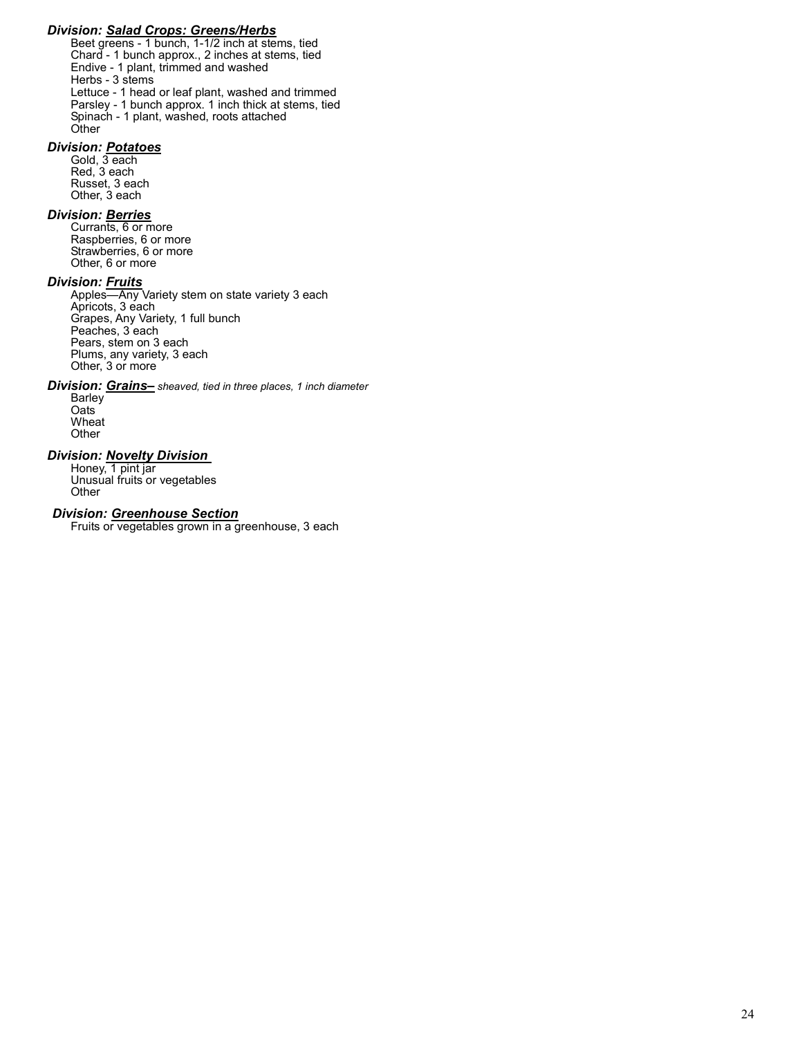### *Division: Salad Crops: Greens/Herbs*

Beet greens - 1 bunch, 1-1/2 inch at stems, tied
Chard - 1 bunch approx., 2 inches at stems, tied
Endive - 1 plant, trimmed and washed
Herbs - 3 stems
Lettuce - 1 head or leaf plant, washed and trimmed
Parsley - 1 bunch approx. 1 inch thick at stems, tied
Spinach - 1 plant, washed, roots attached
Other

### *Division: Potatoes*

Gold, 3 each
Red, 3 each
Russet, 3 each
Other, 3 each

### *Division: Berries*

Currants, 6 or more
Raspberries, 6 or more
Strawberries, 6 or more
Other, 6 or more

### *Division: Fruits*

Apples—Any Variety stem on state variety 3 each
Apricots, 3 each
Grapes, Any Variety, 1 full bunch
Peaches, 3 each
Pears, stem on 3 each
Plums, any variety, 3 each
Other, 3 or more

### *Division: Grains–* *sheaved, tied in three places, 1 inch diameter*

Barley
Oats
Wheat
Other

### *Division: Novelty Division*

Honey, 1 pint jar
Unusual fruits or vegetables
Other

### *Division: Greenhouse Section*

Fruits or vegetables grown in a greenhouse, 3 each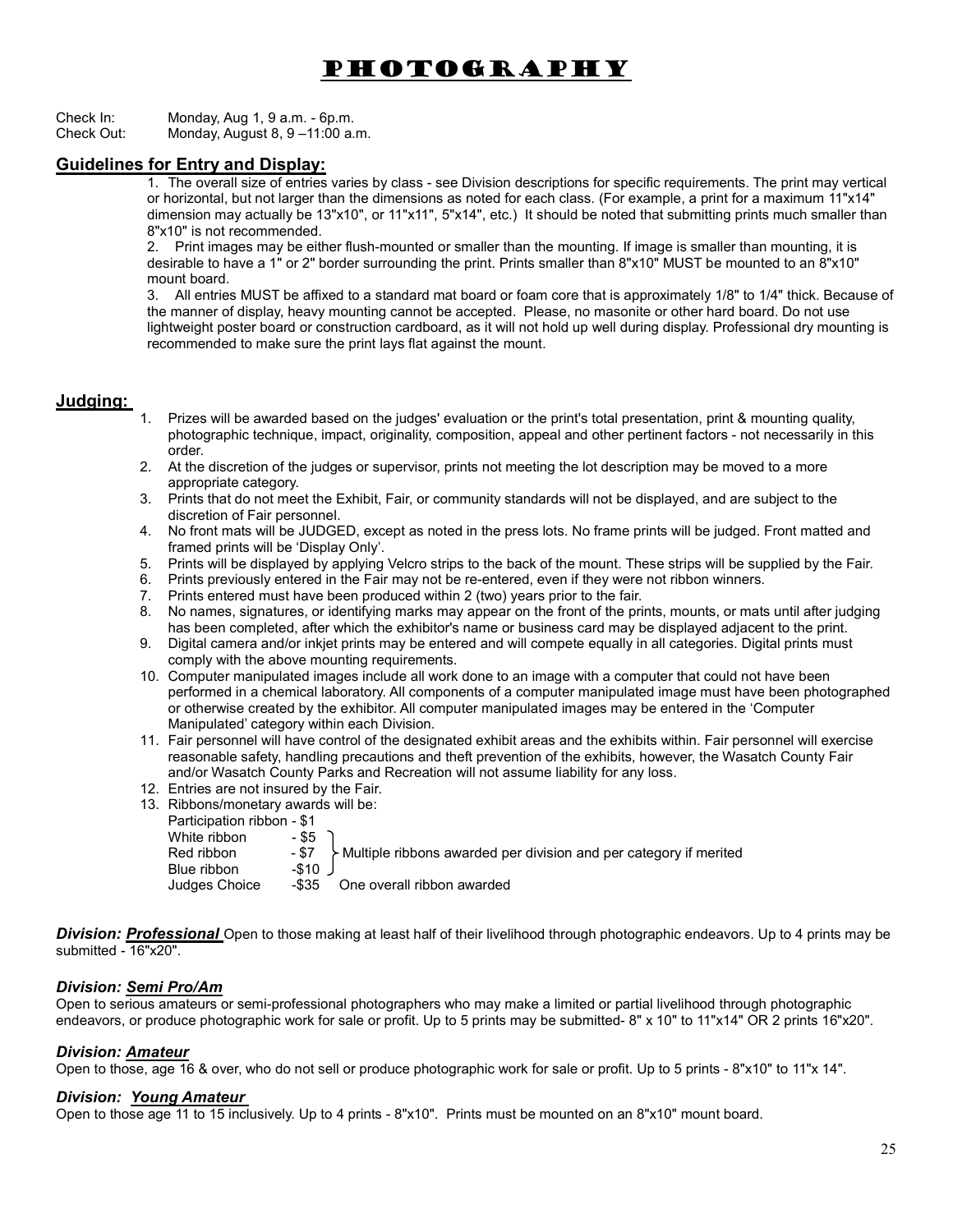# PHOTOGRAPHY

Check In: Monday, Aug 1, 9 a.m. - 6p.m.
Check Out: Monday, August 8, 9 –11:00 a.m.

## Guidelines for Entry and Display:

1. The overall size of entries varies by class - see Division descriptions for specific requirements. The print may vertical or horizontal, but not larger than the dimensions as noted for each class. (For example, a print for a maximum 11"x14" dimension may actually be 13"x10", or 11"x11", 5"x14", etc.) It should be noted that submitting prints much smaller than 8"x10" is not recommended.
2. Print images may be either flush-mounted or smaller than the mounting. If image is smaller than mounting, it is desirable to have a 1" or 2" border surrounding the print. Prints smaller than 8"x10" MUST be mounted to an 8"x10" mount board.
3. All entries MUST be affixed to a standard mat board or foam core that is approximately 1/8" to 1/4" thick. Because of the manner of display, heavy mounting cannot be accepted. Please, no masonite or other hard board. Do not use lightweight poster board or construction cardboard, as it will not hold up well during display. Professional dry mounting is recommended to make sure the print lays flat against the mount.

## Judging:

1. Prizes will be awarded based on the judges' evaluation or the print's total presentation, print & mounting quality, photographic technique, impact, originality, composition, appeal and other pertinent factors - not necessarily in this order.
2. At the discretion of the judges or supervisor, prints not meeting the lot description may be moved to a more appropriate category.
3. Prints that do not meet the Exhibit, Fair, or community standards will not be displayed, and are subject to the discretion of Fair personnel.
4. No front mats will be JUDGED, except as noted in the press lots. No frame prints will be judged. Front matted and framed prints will be 'Display Only'.
5. Prints will be displayed by applying Velcro strips to the back of the mount. These strips will be supplied by the Fair.
6. Prints previously entered in the Fair may not be re-entered, even if they were not ribbon winners.
7. Prints entered must have been produced within 2 (two) years prior to the fair.
8. No names, signatures, or identifying marks may appear on the front of the prints, mounts, or mats until after judging has been completed, after which the exhibitor's name or business card may be displayed adjacent to the print.
9. Digital camera and/or inkjet prints may be entered and will compete equally in all categories. Digital prints must comply with the above mounting requirements.
10. Computer manipulated images include all work done to an image with a computer that could not have been performed in a chemical laboratory. All components of a computer manipulated image must have been photographed or otherwise created by the exhibitor. All computer manipulated images may be entered in the 'Computer Manipulated' category within each Division.
11. Fair personnel will have control of the designated exhibit areas and the exhibits within. Fair personnel will exercise reasonable safety, handling precautions and theft prevention of the exhibits, however, the Wasatch County Fair and/or Wasatch County Parks and Recreation will not assume liability for any loss.
12. Entries are not insured by the Fair.
13. Ribbons/monetary awards will be:
    - Participation ribbon - $1
    - White ribbon - $5
    - Red ribbon - $7
    - Blue ribbon -$10
    
    (White, Red, Blue: Multiple ribbons awarded per division and per category if merited)
    - Judges Choice -$35 One overall ribbon awarded

***Division: Professional*** Open to those making at least half of their livelihood through photographic endeavors. Up to 4 prints may be submitted - 16"x20".

***Division: Semi Pro/Am***
Open to serious amateurs or semi-professional photographers who may make a limited or partial livelihood through photographic endeavors, or produce photographic work for sale or profit. Up to 5 prints may be submitted- 8" x 10" to 11"x14" OR 2 prints 16"x20".

***Division: Amateur***
Open to those, age 16 & over, who do not sell or produce photographic work for sale or profit. Up to 5 prints - 8"x10" to 11"x 14".

***Division: Young Amateur***
Open to those age 11 to 15 inclusively. Up to 4 prints - 8"x10". Prints must be mounted on an 8"x10" mount board.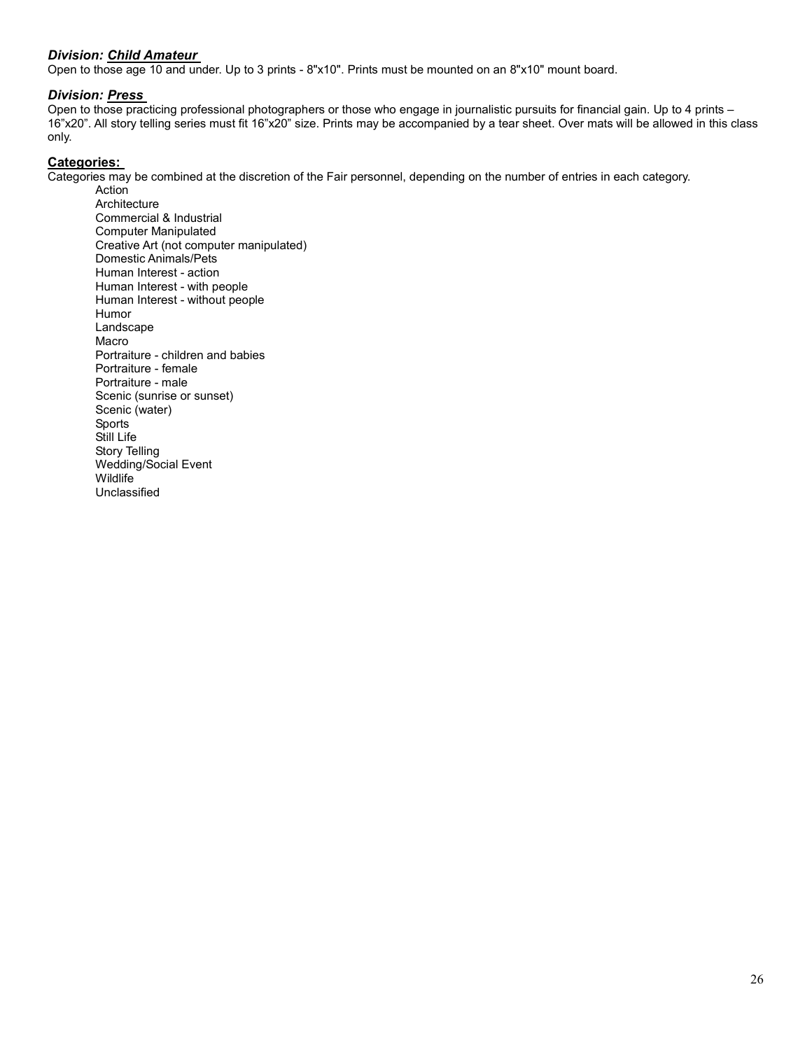### *Division: Child Amateur*

Open to those age 10 and under. Up to 3 prints - 8"x10". Prints must be mounted on an 8"x10" mount board.

### *Division: Press*

Open to those practicing professional photographers or those who engage in journalistic pursuits for financial gain. Up to 4 prints – 16"x20". All story telling series must fit 16"x20" size. Prints may be accompanied by a tear sheet. Over mats will be allowed in this class only.

### **Categories:**

Categories may be combined at the discretion of the Fair personnel, depending on the number of entries in each category.

- Action
- Architecture
- Commercial & Industrial
- Computer Manipulated
- Creative Art (not computer manipulated)
- Domestic Animals/Pets
- Human Interest - action
- Human Interest - with people
- Human Interest - without people
- Humor
- Landscape
- Macro
- Portraiture - children and babies
- Portraiture - female
- Portraiture - male
- Scenic (sunrise or sunset)
- Scenic (water)
- Sports
- Still Life
- Story Telling
- Wedding/Social Event
- Wildlife
- Unclassified